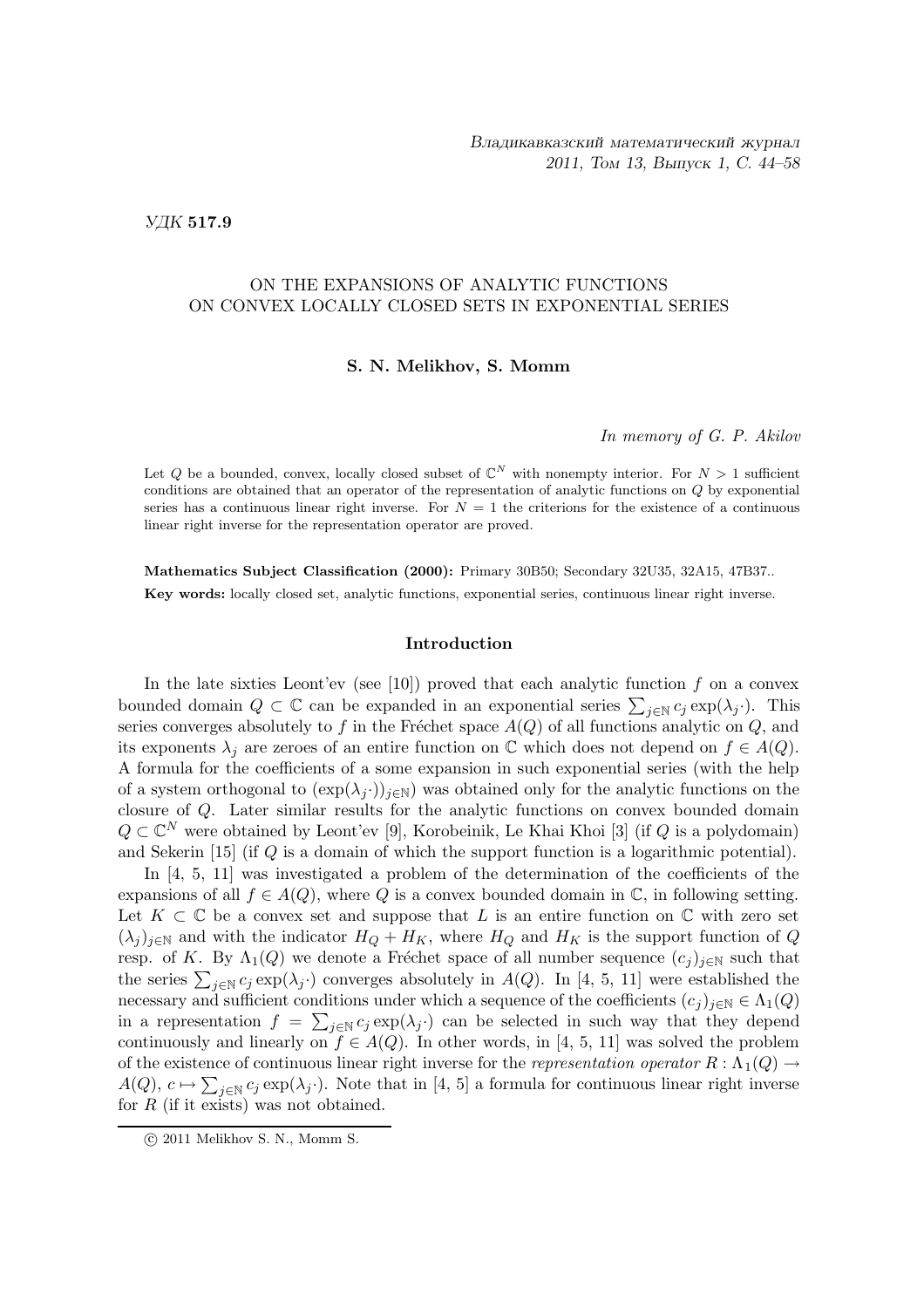УДК **517.9**

# ON THE EXPANSIONS OF ANALYTIC FUNCTIONS ON CONVEX LOCALLY CLOSED SETS IN EXPONENTIAL SERIES

**S. N. Melikhov, S. Momm**

*In memory of G. P. Akilov*

Let $Q$ be a bounded, convex, locally closed subset of $\mathbb{C}^N$ with nonempty interior. For $N > 1$ sufficient conditions are obtained that an operator of the representation of analytic functions on $Q$ by exponential series has a continuous linear right inverse. For $N = 1$ the criterions for the existence of a continuous linear right inverse for the representation operator are proved.

**Mathematics Subject Classification (2000):** Primary 30B50; Secondary 32U35, 32A15, 47B37..

**Key words:** locally closed set, analytic functions, exponential series, continuous linear right inverse.

## Introduction

In the late sixties Leont'ev (see [10]) proved that each analytic function $f$ on a convex bounded domain $Q \subset \mathbb{C}$ can be expanded in an exponential series $\sum_{j\in\mathbb{N}} c_j \exp(\lambda_j \cdot)$. This series converges absolutely to $f$ in the Fréchet space $A(Q)$ of all functions analytic on $Q$, and its exponents $\lambda_j$ are zeroes of an entire function on $\mathbb{C}$ which does not depend on $f \in A(Q)$. A formula for the coefficients of a some expansion in such exponential series (with the help of a system orthogonal to $(\exp(\lambda_j\cdot))_{j\in\mathbb{N}}$) was obtained only for the analytic functions on the closure of $Q$. Later similar results for the analytic functions on convex bounded domain $Q \subset \mathbb{C}^N$ were obtained by Leont'ev [9], Korobeinik, Le Khai Khoi [3] (if $Q$ is a polydomain) and Sekerin [15] (if $Q$ is a domain of which the support function is a logarithmic potential).

In [4, 5, 11] was investigated a problem of the determination of the coefficients of the expansions of all $f \in A(Q)$, where $Q$ is a convex bounded domain in $\mathbb{C}$, in following setting. Let $K \subset \mathbb{C}$ be a convex set and suppose that $L$ is an entire function on $\mathbb{C}$ with zero set $(\lambda_j)_{j\in\mathbb{N}}$ and with the indicator $H_Q + H_K$, where $H_Q$ and $H_K$ is the support function of $Q$ resp. of $K$. By $\Lambda_1(Q)$ we denote a Fréchet space of all number sequence $(c_j)_{j\in\mathbb{N}}$ such that the series $\sum_{j\in\mathbb{N}} c_j \exp(\lambda_j \cdot)$ converges absolutely in $A(Q)$. In [4, 5, 11] were established the necessary and sufficient conditions under which a sequence of the coefficients $(c_j)_{j\in\mathbb{N}} \in \Lambda_1(Q)$ in a representation $f = \sum_{j\in\mathbb{N}} c_j \exp(\lambda_j \cdot)$ can be selected in such way that they depend continuously and linearly on $f \in A(Q)$. In other words, in [4, 5, 11] was solved the problem of the existence of continuous linear right inverse for the *representation operator* $R : \Lambda_1(Q) \to A(Q)$, $c \mapsto \sum_{j\in\mathbb{N}} c_j \exp(\lambda_j \cdot)$. Note that in [4, 5] a formula for continuous linear right inverse for $R$ (if it exists) was not obtained.

© 2011 Melikhov S. N., Momm S.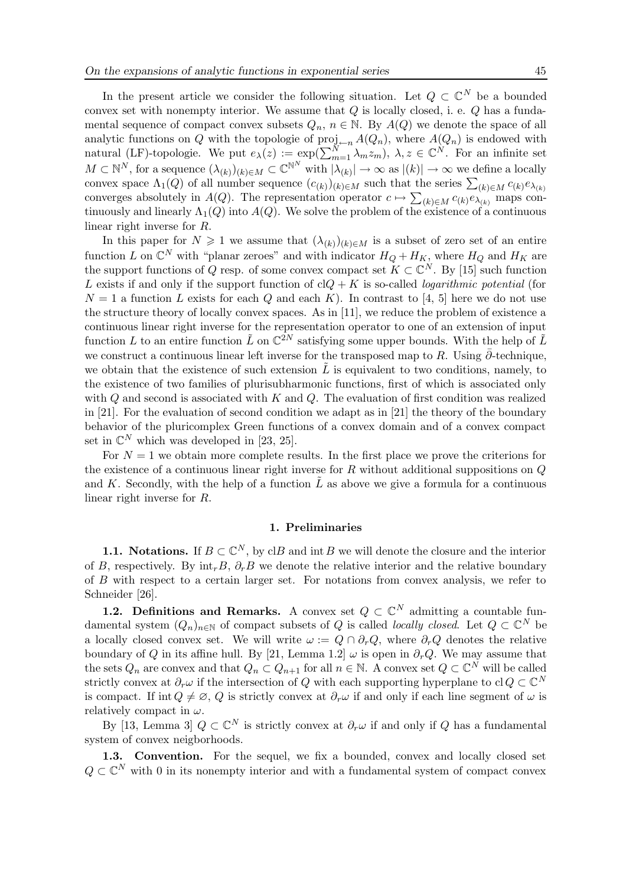In the present article we consider the following situation. Let $Q \subset \mathbb{C}^N$ be a bounded convex set with nonempty interior. We assume that $Q$ is locally closed, i. e. $Q$ has a fundamental sequence of compact convex subsets $Q_n$, $n \in \mathbb{N}$. By $A(Q)$ we denote the space of all analytic functions on $Q$ with the topologie of $\operatorname{proj}_{\leftarrow n} A(Q_n)$, where $A(Q_n)$ is endowed with natural (LF)-topologie. We put $e_\lambda(z) := \exp(\sum_{m=1}^N \lambda_m z_m)$, $\lambda, z \in \mathbb{C}^N$. For an infinite set $M \subset \mathbb{N}^N$, for a sequence $(\lambda_{(k)})_{(k)\in M} \subset \mathbb{C}^{\mathbb{N}^N}$ with $|\lambda_{(k)}| \to \infty$ as $|(k)| \to \infty$ we define a locally convex space $\Lambda_1(Q)$ of all number sequence $(c_{(k)})_{(k)\in M}$ such that the series $\sum_{(k)\in M} c_{(k)} e_{\lambda_{(k)}}$ converges absolutely in $A(Q)$. The representation operator $c \mapsto \sum_{(k)\in M} c_{(k)} e_{\lambda_{(k)}}$ maps continuously and linearly $\Lambda_1(Q)$ into $A(Q)$. We solve the problem of the existence of a continuous linear right inverse for $R$.

In this paper for $N \geqslant 1$ we assume that $(\lambda_{(k)})_{(k)\in M}$ is a subset of zero set of an entire function $L$ on $\mathbb{C}^N$ with "planar zeroes" and with indicator $H_Q + H_K$, where $H_Q$ and $H_K$ are the support functions of $Q$ resp. of some convex compact set $K \subset \mathbb{C}^N$. By [15] such function $L$ exists if and only if the support function of $\mathrm{cl}Q + K$ is so-called *logarithmic potential* (for $N = 1$ a function $L$ exists for each $Q$ and each $K$). In contrast to [4, 5] here we do not use the structure theory of locally convex spaces. As in [11], we reduce the problem of existence a continuous linear right inverse for the representation operator to one of an extension of input function $L$ to an entire function $\tilde{L}$ on $\mathbb{C}^{2N}$ satisfying some upper bounds. With the help of $\tilde{L}$ we construct a continuous linear left inverse for the transposed map to $R$. Using $\bar{\partial}$-technique, we obtain that the existence of such extension $\tilde{L}$ is equivalent to two conditions, namely, to the existence of two families of plurisubharmonic functions, first of which is associated only with $Q$ and second is associated with $K$ and $Q$. The evaluation of first condition was realized in [21]. For the evaluation of second condition we adapt as in [21] the theory of the boundary behavior of the pluricomplex Green functions of a convex domain and of a convex compact set in $\mathbb{C}^N$ which was developed in [23, 25].

For $N = 1$ we obtain more complete results. In the first place we prove the criterions for the existence of a continuous linear right inverse for $R$ without additional suppositions on $Q$ and $K$. Secondly, with the help of a function $\tilde{L}$ as above we give a formula for a continuous linear right inverse for $R$.

## 1. Preliminaries

**1.1. Notations.** If $B \subset \mathbb{C}^N$, by $\mathrm{cl}B$ and $\operatorname{int} B$ we will denote the closure and the interior of $B$, respectively. By $\operatorname{int}_r B$, $\partial_r B$ we denote the relative interior and the relative boundary of $B$ with respect to a certain larger set. For notations from convex analysis, we refer to Schneider [26].

**1.2. Definitions and Remarks.** A convex set $Q \subset \mathbb{C}^N$ admitting a countable fundamental system $(Q_n)_{n\in\mathbb{N}}$ of compact subsets of $Q$ is called *locally closed*. Let $Q \subset \mathbb{C}^N$ be a locally closed convex set. We will write $\omega := Q \cap \partial_r Q$, where $\partial_r Q$ denotes the relative boundary of $Q$ in its affine hull. By [21, Lemma 1.2] $\omega$ is open in $\partial_r Q$. We may assume that the sets $Q_n$ are convex and that $Q_n \subset Q_{n+1}$ for all $n \in \mathbb{N}$. A convex set $Q \subset \mathbb{C}^N$ will be called strictly convex at $\partial_r \omega$ if the intersection of $Q$ with each supporting hyperplane to $\mathrm{cl}\,Q \subset \mathbb{C}^N$ is compact. If $\operatorname{int} Q \neq \varnothing$, $Q$ is strictly convex at $\partial_r \omega$ if and only if each line segment of $\omega$ is relatively compact in $\omega$.

By [13, Lemma 3] $Q \subset \mathbb{C}^N$ is strictly convex at $\partial_r \omega$ if and only if $Q$ has a fundamental system of convex neigborhoods.

**1.3. Convention.** For the sequel, we fix a bounded, convex and locally closed set $Q \subset \mathbb{C}^N$ with 0 in its nonempty interior and with a fundamental system of compact convex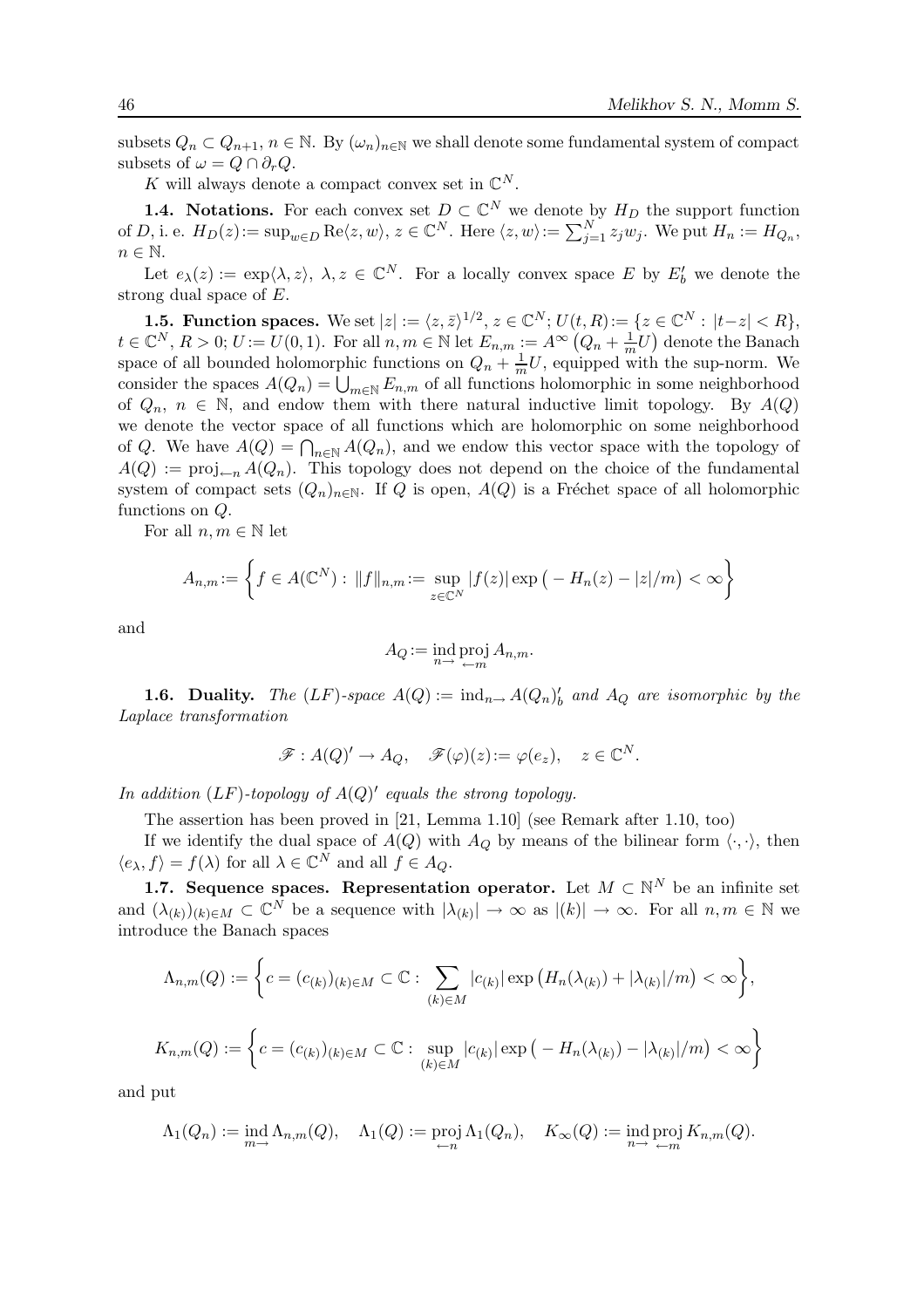subsets $Q_n \subset Q_{n+1}$, $n \in \mathbb{N}$. By $(\omega_n)_{n\in\mathbb{N}}$ we shall denote some fundamental system of compact subsets of $\omega = Q \cap \partial_r Q$.

$K$ will always denote a compact convex set in $\mathbb{C}^N$.

**1.4. Notations.** For each convex set $D \subset \mathbb{C}^N$ we denote by $H_D$ the support function of $D$, i. e. $H_D(z) := \sup_{w\in D} \operatorname{Re}\langle z, w\rangle$, $z \in \mathbb{C}^N$. Here $\langle z, w\rangle := \sum_{j=1}^N z_j w_j$. We put $H_n := H_{Q_n}$, $n \in \mathbb{N}$.

Let $e_\lambda(z) := \exp\langle \lambda, z\rangle$, $\lambda, z \in \mathbb{C}^N$. For a locally convex space $E$ by $E'_b$ we denote the strong dual space of $E$.

**1.5. Function spaces.** We set $|z| := \langle z, \bar{z}\rangle^{1/2}$, $z \in \mathbb{C}^N$; $U(t, R) := \{z \in \mathbb{C}^N : |t-z| < R\}$, $t \in \mathbb{C}^N$, $R > 0$; $U := U(0, 1)$. For all $n, m \in \mathbb{N}$ let $E_{n,m} := A^\infty\big(Q_n + \frac{1}{m}U\big)$ denote the Banach space of all bounded holomorphic functions on $Q_n + \frac{1}{m}U$, equipped with the sup-norm. We consider the spaces $A(Q_n) = \bigcup_{m\in\mathbb{N}} E_{n,m}$ of all functions holomorphic in some neighborhood of $Q_n$, $n \in \mathbb{N}$, and endow them with there natural inductive limit topology. By $A(Q)$ we denote the vector space of all functions which are holomorphic on some neighborhood of $Q$. We have $A(Q) = \bigcap_{n\in\mathbb{N}} A(Q_n)$, and we endow this vector space with the topology of $A(Q) := \operatorname{proj}_{\leftarrow n} A(Q_n)$. This topology does not depend on the choice of the fundamental system of compact sets $(Q_n)_{n\in\mathbb{N}}$. If $Q$ is open, $A(Q)$ is a Fréchet space of all holomorphic functions on $Q$.

For all $n, m \in \mathbb{N}$ let

$$A_{n,m} := \left\{ f \in A(\mathbb{C}^N) : \|f\|_{n,m} := \sup_{z\in\mathbb{C}^N} |f(z)| \exp\big(-H_n(z) - |z|/m\big) < \infty \right\}$$

and

$$A_Q := \operatorname*{ind}_{n\to} \operatorname*{proj}_{\leftarrow m} A_{n,m}.$$

**1.6. Duality.** *The $(LF)$-space $A(Q) := \operatorname{ind}_{n\to} A(Q_n)'_b$ and $A_Q$ are isomorphic by the Laplace transformation*

$$\mathscr{F} : A(Q)' \to A_Q, \quad \mathscr{F}(\varphi)(z) := \varphi(e_z), \quad z \in \mathbb{C}^N.$$

*In addition $(LF)$-topology of $A(Q)'$ equals the strong topology.*

The assertion has been proved in [21, Lemma 1.10] (see Remark after 1.10, too)

If we identify the dual space of $A(Q)$ with $A_Q$ by means of the bilinear form $\langle\cdot,\cdot\rangle$, then $\langle e_\lambda, f\rangle = f(\lambda)$ for all $\lambda \in \mathbb{C}^N$ and all $f \in A_Q$.

**1.7. Sequence spaces. Representation operator.** Let $M \subset \mathbb{N}^N$ be an infinite set and $(\lambda_{(k)})_{(k)\in M} \subset \mathbb{C}^N$ be a sequence with $|\lambda_{(k)}| \to \infty$ as $|(k)| \to \infty$. For all $n, m \in \mathbb{N}$ we introduce the Banach spaces

$$\Lambda_{n,m}(Q) := \left\{ c = (c_{(k)})_{(k)\in M} \subset \mathbb{C} : \sum_{(k)\in M} |c_{(k)}| \exp\big(H_n(\lambda_{(k)}) + |\lambda_{(k)}|/m\big) < \infty \right\},$$

$$K_{n,m}(Q) := \left\{ c = (c_{(k)})_{(k)\in M} \subset \mathbb{C} : \sup_{(k)\in M} |c_{(k)}| \exp\big(-H_n(\lambda_{(k)}) - |\lambda_{(k)}|/m\big) < \infty \right\}$$

and put

$$\Lambda_1(Q_n) := \operatorname*{ind}_{m\to} \Lambda_{n,m}(Q), \quad \Lambda_1(Q) := \operatorname*{proj}_{\leftarrow n} \Lambda_1(Q_n), \quad K_\infty(Q) := \operatorname*{ind}_{n\to} \operatorname*{proj}_{\leftarrow m} K_{n,m}(Q).$$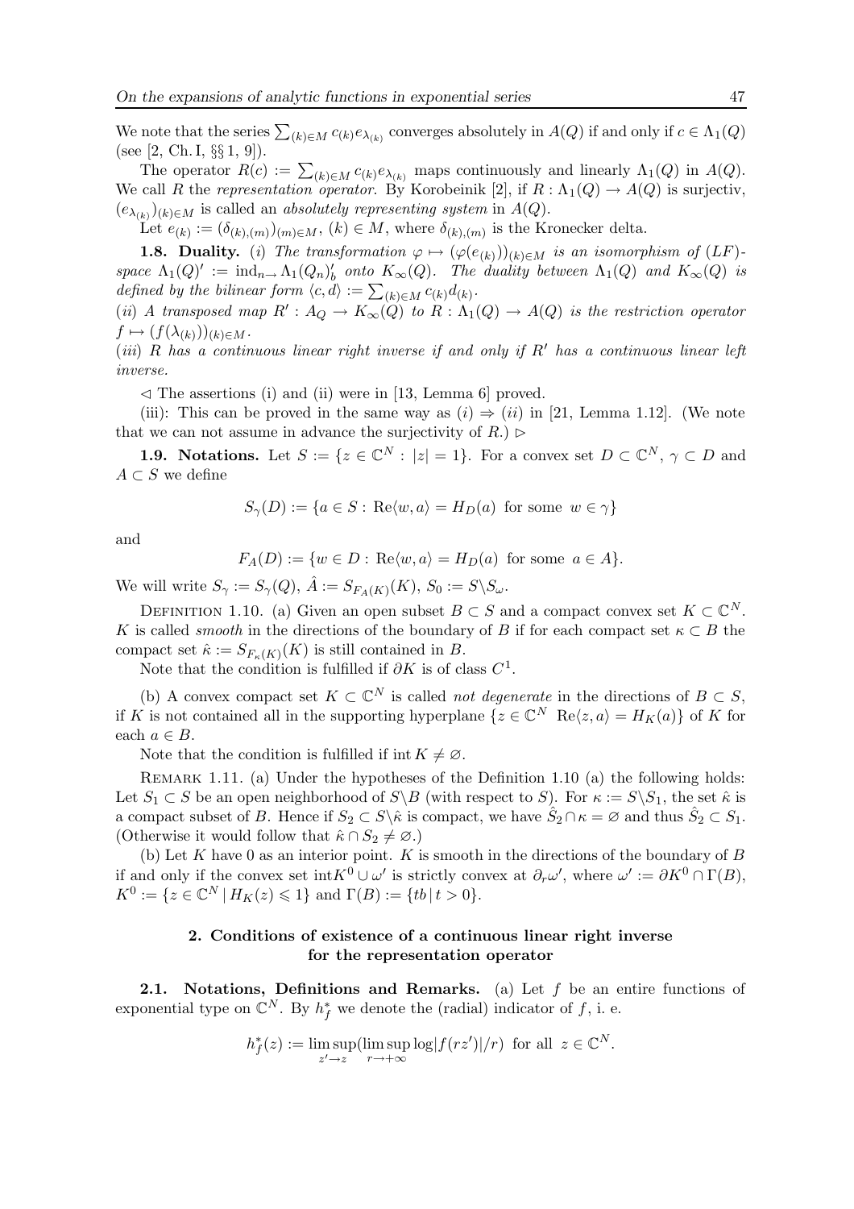We note that the series $\sum_{(k)\in M} c_{(k)} e_{\lambda_{(k)}}$ converges absolutely in $A(Q)$ if and only if $c \in \Lambda_1(Q)$ (see [2, Ch. I, §§ 1, 9]).

The operator $R(c) := \sum_{(k)\in M} c_{(k)} e_{\lambda_{(k)}}$ maps continuously and linearly $\Lambda_1(Q)$ in $A(Q)$. We call $R$ the *representation operator*. By Korobeinik [2], if $R : \Lambda_1(Q) \to A(Q)$ is surjectiv, $(e_{\lambda_{(k)}})_{(k)\in M}$ is called an *absolutely representing system* in $A(Q)$.

Let $e_{(k)} := (\delta_{(k),(m)})_{(m)\in M}$, $(k) \in M$, where $\delta_{(k),(m)}$ is the Kronecker delta.

**1.8. Duality.** (*i*) *The transformation $\varphi \mapsto (\varphi(e_{(k)}))_{(k)\in M}$ is an isomorphism of $(LF)$-space $\Lambda_1(Q)' := \mathrm{ind}_{n\to} \Lambda_1(Q_n)'_b$ onto $K_\infty(Q)$. The duality between $\Lambda_1(Q)$ and $K_\infty(Q)$ is defined by the bilinear form $\langle c, d\rangle := \sum_{(k)\in M} c_{(k)} d_{(k)}$.*

(*ii*) *A transposed map $R' : A_Q \to K_\infty(Q)$ to $R : \Lambda_1(Q) \to A(Q)$ is the restriction operator $f \mapsto (f(\lambda_{(k)}))_{(k)\in M}$.*

(*iii*) *$R$ has a continuous linear right inverse if and only if $R'$ has a continuous linear left inverse.*

$\lhd$ The assertions (i) and (ii) were in [13, Lemma 6] proved.

(iii): This can be proved in the same way as $(i) \Rightarrow (ii)$ in [21, Lemma 1.12]. (We note that we can not assume in advance the surjectivity of $R$.) $\rhd$

**1.9. Notations.** Let $S := \{z \in \mathbb{C}^N : |z| = 1\}$. For a convex set $D \subset \mathbb{C}^N$, $\gamma \subset D$ and $A \subset S$ we define

$$S_\gamma(D) := \{a \in S : \mathrm{Re}\langle w, a\rangle = H_D(a) \text{ for some } w \in \gamma\}$$

and

$$F_A(D) := \{w \in D : \mathrm{Re}\langle w, a\rangle = H_D(a) \text{ for some } a \in A\}.$$

We will write $S_\gamma := S_\gamma(Q)$, $\hat{A} := S_{F_A(K)}(K)$, $S_0 := S \setminus S_\omega$.

Definition 1.10. (a) Given an open subset $B \subset S$ and a compact convex set $K \subset \mathbb{C}^N$. $K$ is called *smooth* in the directions of the boundary of $B$ if for each compact set $\kappa \subset B$ the compact set $\hat{\kappa} := S_{F_\kappa(K)}(K)$ is still contained in $B$.

Note that the condition is fulfilled if $\partial K$ is of class $C^1$.

(b) A convex compact set $K \subset \mathbb{C}^N$ is called *not degenerate* in the directions of $B \subset S$, if $K$ is not contained all in the supporting hyperplane $\{z \in \mathbb{C}^N \ \mathrm{Re}\langle z, a\rangle = H_K(a)\}$ of $K$ for each $a \in B$.

Note that the condition is fulfilled if $\mathrm{int}\, K \neq \varnothing$.

Remark 1.11. (a) Under the hypotheses of the Definition 1.10 (a) the following holds: Let $S_1 \subset S$ be an open neighborhood of $S \setminus B$ (with respect to $S$). For $\kappa := S \setminus S_1$, the set $\hat{\kappa}$ is a compact subset of $B$. Hence if $S_2 \subset S \setminus \hat{\kappa}$ is compact, we have $\hat{S}_2 \cap \kappa = \varnothing$ and thus $\hat{S}_2 \subset S_1$. (Otherwise it would follow that $\hat{\kappa} \cap S_2 \neq \varnothing$.)

(b) Let $K$ have 0 as an interior point. $K$ is smooth in the directions of the boundary of $B$ if and only if the convex set $\mathrm{int}K^0 \cup \omega'$ is strictly convex at $\partial_r \omega'$, where $\omega' := \partial K^0 \cap \Gamma(B)$, $K^0 := \{z \in \mathbb{C}^N \mid H_K(z) \leqslant 1\}$ and $\Gamma(B) := \{tb \mid t > 0\}$.

## 2. Conditions of existence of a continuous linear right inverse for the representation operator

**2.1. Notations, Definitions and Remarks.** (a) Let $f$ be an entire functions of exponential type on $\mathbb{C}^N$. By $h_f^*$ we denote the (radial) indicator of $f$, i. e.

$$h_f^*(z) := \limsup_{z' \to z} (\limsup_{r \to +\infty} \log|f(rz')|/r) \text{ for all } z \in \mathbb{C}^N.$$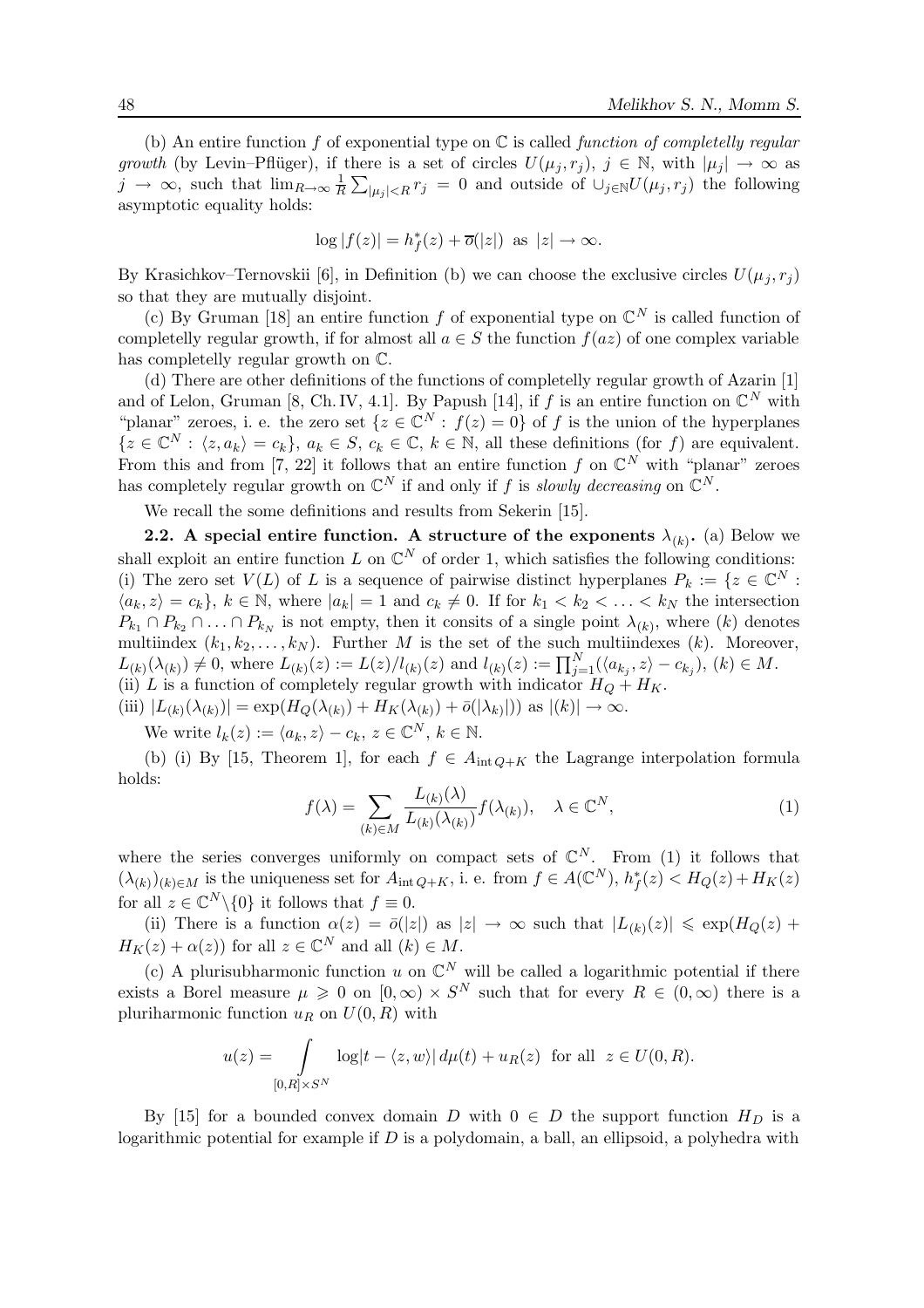(b) An entire function $f$ of exponential type on $\mathbb{C}$ is called *function of completelly regular growth* (by Levin–Pflüger), if there is a set of circles $U(\mu_j, r_j)$, $j \in \mathbb{N}$, with $|\mu_j| \to \infty$ as $j \to \infty$, such that $\lim_{R\to\infty} \frac{1}{R}\sum_{|\mu_j|<R} r_j = 0$ and outside of $\cup_{j\in\mathbb{N}} U(\mu_j, r_j)$ the following asymptotic equality holds:

$$\log|f(z)| = h_f^*(z) + \overline{o}(|z|) \text{ as } |z| \to \infty.$$

By Krasichkov–Ternovskii [6], in Definition (b) we can choose the exclusive circles $U(\mu_j, r_j)$ so that they are mutually disjoint.

(c) By Gruman [18] an entire function $f$ of exponential type on $\mathbb{C}^N$ is called function of completelly regular growth, if for almost all $a \in S$ the function $f(az)$ of one complex variable has completelly regular growth on $\mathbb{C}$.

(d) There are other definitions of the functions of completelly regular growth of Azarin [1] and of Lelon, Gruman [8, Ch. IV, 4.1]. By Papush [14], if $f$ is an entire function on $\mathbb{C}^N$ with "planar" zeroes, i. e. the zero set $\{z \in \mathbb{C}^N : f(z) = 0\}$ of $f$ is the union of the hyperplanes $\{z \in \mathbb{C}^N : \langle z, a_k\rangle = c_k\}$, $a_k \in S$, $c_k \in \mathbb{C}$, $k \in \mathbb{N}$, all these definitions (for $f$) are equivalent. From this and from [7, 22] it follows that an entire function $f$ on $\mathbb{C}^N$ with "planar" zeroes has completely regular growth on $\mathbb{C}^N$ if and only if $f$ is *slowly decreasing* on $\mathbb{C}^N$.

We recall the some definitions and results from Sekerin [15].

**2.2. A special entire function. A structure of the exponents $\lambda_{(k)}$.** (a) Below we shall exploit an entire function $L$ on $\mathbb{C}^N$ of order 1, which satisfies the following conditions: (i) The zero set $V(L)$ of $L$ is a sequence of pairwise distinct hyperplanes $P_k := \{z \in \mathbb{C}^N : \langle a_k, z\rangle = c_k\}$, $k \in \mathbb{N}$, where $|a_k| = 1$ and $c_k \neq 0$. If for $k_1 < k_2 < \ldots < k_N$ the intersection $P_{k_1} \cap P_{k_2} \cap \ldots \cap P_{k_N}$ is not empty, then it consits of a single point $\lambda_{(k)}$, where $(k)$ denotes multiindex $(k_1, k_2, \ldots, k_N)$. Further $M$ is the set of the such multiindexes $(k)$. Moreover, $L_{(k)}(\lambda_{(k)}) \neq 0$, where $L_{(k)}(z) := L(z)/l_{(k)}(z)$ and $l_{(k)}(z) := \prod_{j=1}^N (\langle a_{k_j}, z\rangle - c_{k_j})$, $(k) \in M$.
(ii) $L$ is a function of completely regular growth with indicator $H_Q + H_K$.
(iii) $|L_{(k)}(\lambda_{(k)})| = \exp(H_Q(\lambda_{(k)}) + H_K(\lambda_{(k)}) + \bar{o}(|\lambda_k|))$ as $|(k)| \to \infty$.

We write $l_k(z) := \langle a_k, z\rangle - c_k$, $z \in \mathbb{C}^N$, $k \in \mathbb{N}$.

(b) (i) By [15, Theorem 1], for each $f \in A_{\operatorname{int} Q+K}$ the Lagrange interpolation formula holds:

$$f(\lambda) = \sum_{(k)\in M} \frac{L_{(k)}(\lambda)}{L_{(k)}(\lambda_{(k)})} f(\lambda_{(k)}), \quad \lambda \in \mathbb{C}^N, \tag{1}$$

where the series converges uniformly on compact sets of $\mathbb{C}^N$. From (1) it follows that $(\lambda_{(k)})_{(k)\in M}$ is the uniqueness set for $A_{\operatorname{int} Q+K}$, i. e. from $f \in A(\mathbb{C}^N)$, $h_f^*(z) < H_Q(z) + H_K(z)$ for all $z \in \mathbb{C}^N \backslash \{0\}$ it follows that $f \equiv 0$.

(ii) There is a function $\alpha(z) = \bar{o}(|z|)$ as $|z| \to \infty$ such that $|L_{(k)}(z)| \leqslant \exp(H_Q(z) + H_K(z) + \alpha(z))$ for all $z \in \mathbb{C}^N$ and all $(k) \in M$.

(c) A plurisubharmonic function $u$ on $\mathbb{C}^N$ will be called a logarithmic potential if there exists a Borel measure $\mu \geqslant 0$ on $[0, \infty) \times S^N$ such that for every $R \in (0, \infty)$ there is a pluriharmonic function $u_R$ on $U(0, R)$ with

$$u(z) = \int\limits_{[0,R]\times S^N} \log|t - \langle z, w\rangle|\, d\mu(t) + u_R(z) \text{ for all } z \in U(0, R).$$

By [15] for a bounded convex domain $D$ with $0 \in D$ the support function $H_D$ is a logarithmic potential for example if $D$ is a polydomain, a ball, an ellipsoid, a polyhedra with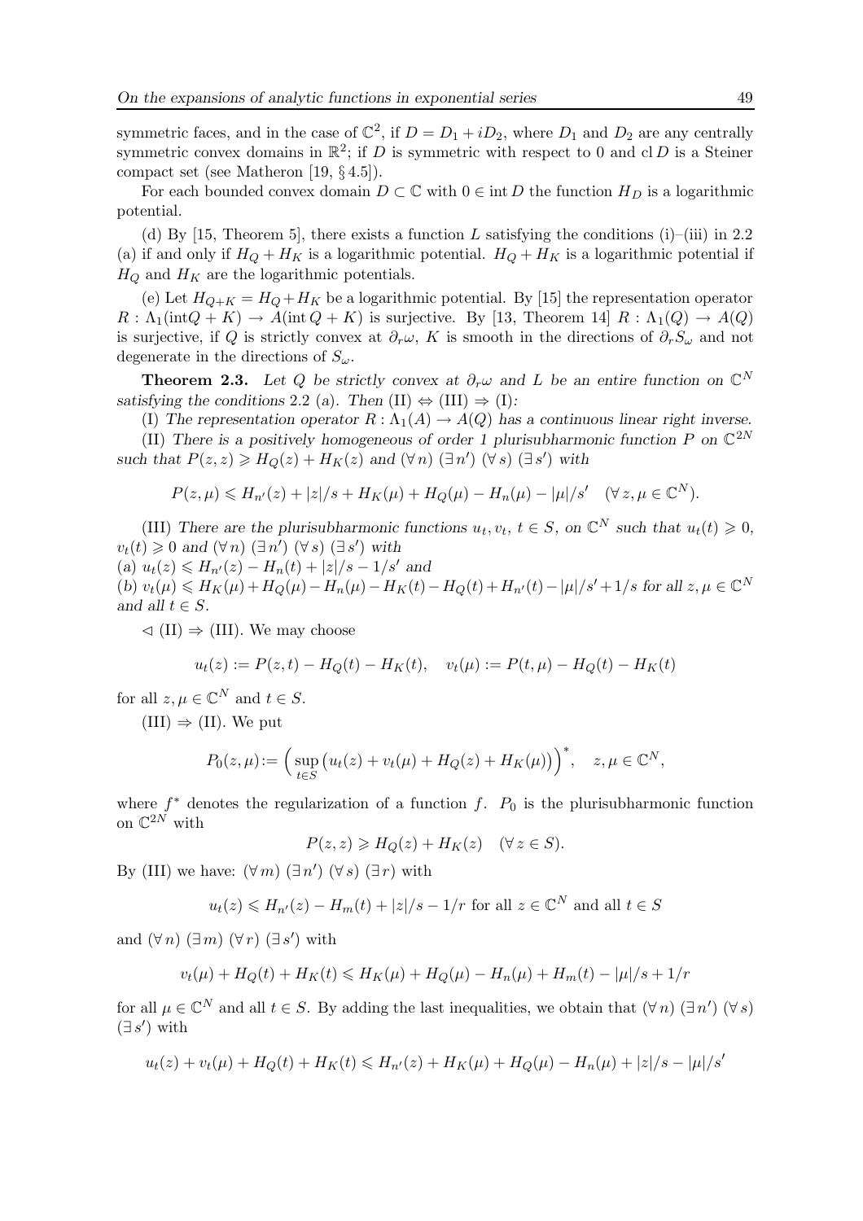symmetric faces, and in the case of $\mathbb{C}^2$, if $D = D_1 + iD_2$, where $D_1$ and $D_2$ are any centrally symmetric convex domains in $\mathbb{R}^2$; if $D$ is symmetric with respect to 0 and $\operatorname{cl} D$ is a Steiner compact set (see Matheron [19, § 4.5]).

For each bounded convex domain $D \subset \mathbb{C}$ with $0 \in \operatorname{int} D$ the function $H_D$ is a logarithmic potential.

(d) By [15, Theorem 5], there exists a function $L$ satisfying the conditions (i)–(iii) in 2.2 (a) if and only if $H_Q + H_K$ is a logarithmic potential. $H_Q + H_K$ is a logarithmic potential if $H_Q$ and $H_K$ are the logarithmic potentials.

(e) Let $H_{Q+K} = H_Q + H_K$ be a logarithmic potential. By [15] the representation operator $R : \Lambda_1(\operatorname{int}Q + K) \to A(\operatorname{int} Q + K)$ is surjective. By [13, Theorem 14] $R : \Lambda_1(Q) \to A(Q)$ is surjective, if $Q$ is strictly convex at $\partial_r\omega$, $K$ is smooth in the directions of $\partial_r S_\omega$ and not degenerate in the directions of $S_\omega$.

**Theorem 2.3.** *Let $Q$ be strictly convex at $\partial_r\omega$ and $L$ be an entire function on $\mathbb{C}^N$ satisfying the conditions* 2.2 (a)*. Then* (II) $\Leftrightarrow$ (III) $\Rightarrow$ (I)*:*

(I) *The representation operator $R : \Lambda_1(A) \to A(Q)$ has a continuous linear right inverse.*

(II) *There is a positively homogeneous of order 1 plurisubharmonic function $P$ on $\mathbb{C}^{2N}$ such that $P(z, z) \geqslant H_Q(z) + H_K(z)$ and $(\forall\, n)$ $(\exists\, n')$ $(\forall\, s)$ $(\exists\, s')$ with*

$$P(z, \mu) \leqslant H_{n'}(z) + |z|/s + H_K(\mu) + H_Q(\mu) - H_n(\mu) - |\mu|/s' \quad (\forall\, z, \mu \in \mathbb{C}^N).$$

(III) *There are the plurisubharmonic functions $u_t, v_t$, $t \in S$, on $\mathbb{C}^N$ such that $u_t(t) \geqslant 0$, $v_t(t) \geqslant 0$ and $(\forall\, n)$ $(\exists\, n')$ $(\forall\, s)$ $(\exists\, s')$ with*

(a) $u_t(z) \leqslant H_{n'}(z) - H_n(t) + |z|/s - 1/s'$ *and*

(b) $v_t(\mu) \leqslant H_K(\mu) + H_Q(\mu) - H_n(\mu) - H_K(t) - H_Q(t) + H_{n'}(t) - |\mu|/s' + 1/s$ *for all $z, \mu \in \mathbb{C}^N$ and all $t \in S$.*

$\lhd$ (II) $\Rightarrow$ (III). We may choose

$$u_t(z) := P(z, t) - H_Q(t) - H_K(t), \quad v_t(\mu) := P(t, \mu) - H_Q(t) - H_K(t)$$

for all $z, \mu \in \mathbb{C}^N$ and $t \in S$.

(III) $\Rightarrow$ (II). We put

$$P_0(z, \mu) := \Big( \sup_{t \in S} \big( u_t(z) + v_t(\mu) + H_Q(z) + H_K(\mu) \big) \Big)^*, \quad z, \mu \in \mathbb{C}^N,$$

where $f^*$ denotes the regularization of a function $f$. $P_0$ is the plurisubharmonic function on $\mathbb{C}^{2N}$ with

$$P(z, z) \geqslant H_Q(z) + H_K(z) \quad (\forall\, z \in S).$$

By (III) we have: $(\forall\, m)$ $(\exists\, n')$ $(\forall\, s)$ $(\exists\, r)$ with

$$u_t(z) \leqslant H_{n'}(z) - H_m(t) + |z|/s - 1/r \text{ for all } z \in \mathbb{C}^N \text{ and all } t \in S$$

and $(\forall\, n)$ $(\exists\, m)$ $(\forall\, r)$ $(\exists\, s')$ with

$$v_t(\mu) + H_Q(t) + H_K(t) \leqslant H_K(\mu) + H_Q(\mu) - H_n(\mu) + H_m(t) - |\mu|/s + 1/r$$

for all $\mu \in \mathbb{C}^N$ and all $t \in S$. By adding the last inequalities, we obtain that $(\forall\, n)$ $(\exists\, n')$ $(\forall\, s)$ $(\exists\, s')$ with

$$u_t(z) + v_t(\mu) + H_Q(t) + H_K(t) \leqslant H_{n'}(z) + H_K(\mu) + H_Q(\mu) - H_n(\mu) + |z|/s - |\mu|/s'$$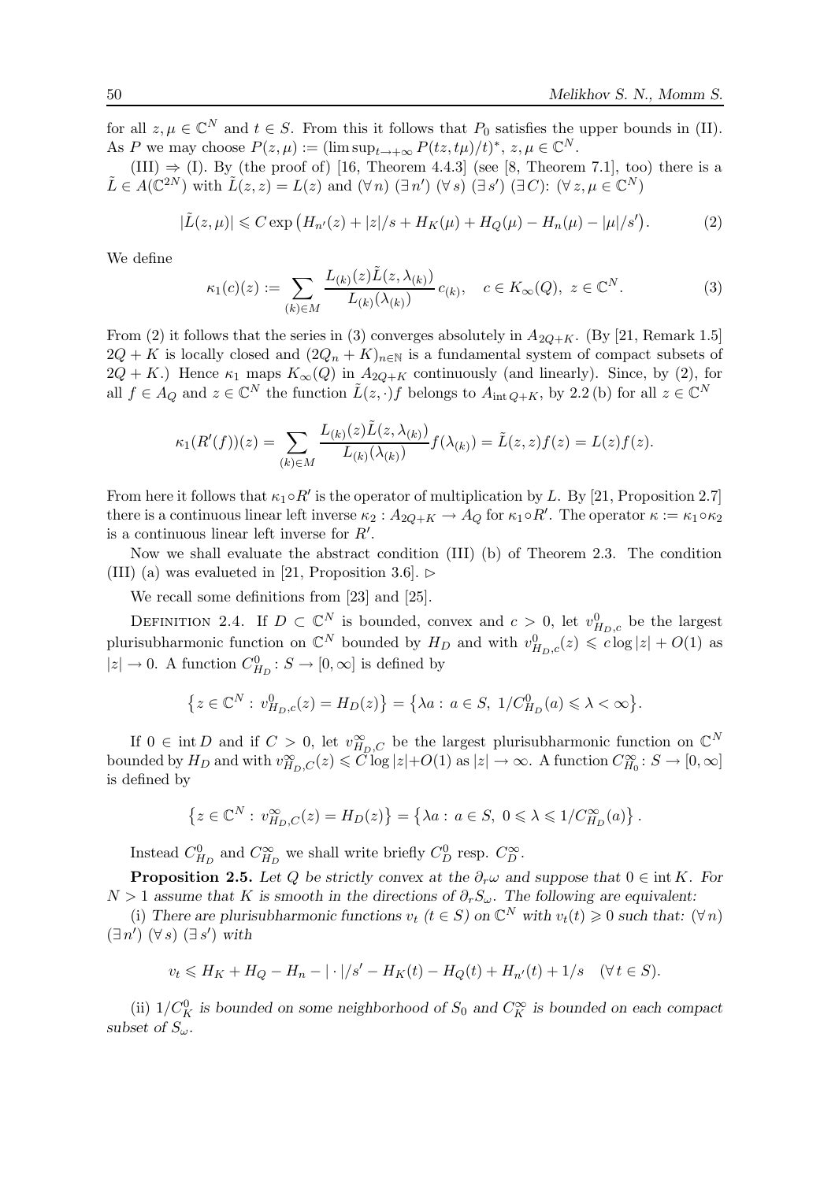for all $z, \mu \in \mathbb{C}^N$ and $t \in S$. From this it follows that $P_0$ satisfies the upper bounds in (II). As $P$ we may choose $P(z,\mu) := (\limsup_{t\to+\infty} P(tz, t\mu)/t)^*$, $z, \mu \in \mathbb{C}^N$.

(III) $\Rightarrow$ (I). By (the proof of) [16, Theorem 4.4.3] (see [8, Theorem 7.1], too) there is a $\tilde{L} \in A(\mathbb{C}^{2N})$ with $\tilde{L}(z,z) = L(z)$ and $(\forall\, n)$ $(\exists\, n')$ $(\forall\, s)$ $(\exists\, s')$ $(\exists\, C)$: $(\forall\, z, \mu \in \mathbb{C}^N)$

$$|\tilde{L}(z,\mu)| \leqslant C \exp\big(H_{n'}(z) + |z|/s + H_K(\mu) + H_Q(\mu) - H_n(\mu) - |\mu|/s'\big). \tag{2}$$

We define

$$\kappa_1(c)(z) := \sum_{(k)\in M} \frac{L_{(k)}(z)\tilde{L}(z, \lambda_{(k)})}{L_{(k)}(\lambda_{(k)})}\, c_{(k)}, \quad c \in K_\infty(Q),\ z \in \mathbb{C}^N. \tag{3}$$

From (2) it follows that the series in (3) converges absolutely in $A_{2Q+K}$. (By [21, Remark 1.5] $2Q + K$ is locally closed and $(2Q_n + K)_{n\in\mathbb{N}}$ is a fundamental system of compact subsets of $2Q + K$.) Hence $\kappa_1$ maps $K_\infty(Q)$ in $A_{2Q+K}$ continuously (and linearly). Since, by (2), for all $f \in A_Q$ and $z \in \mathbb{C}^N$ the function $\tilde{L}(z,\cdot)f$ belongs to $A_{\operatorname{int} Q+K}$, by 2.2 (b) for all $z \in \mathbb{C}^N$

$$\kappa_1(R'(f))(z) = \sum_{(k)\in M} \frac{L_{(k)}(z)\tilde{L}(z, \lambda_{(k)})}{L_{(k)}(\lambda_{(k)})} f(\lambda_{(k)}) = \tilde{L}(z,z)f(z) = L(z)f(z).$$

From here it follows that $\kappa_1 \circ R'$ is the operator of multiplication by $L$. By [21, Proposition 2.7] there is a continuous linear left inverse $\kappa_2 : A_{2Q+K} \to A_Q$ for $\kappa_1 \circ R'$. The operator $\kappa := \kappa_1 \circ \kappa_2$ is a continuous linear left inverse for $R'$.

Now we shall evaluate the abstract condition (III) (b) of Theorem 2.3. The condition (III) (a) was evalueted in [21, Proposition 3.6]. $\triangleright$

We recall some definitions from [23] and [25].

Definition 2.4. If $D \subset \mathbb{C}^N$ is bounded, convex and $c > 0$, let $v^0_{H_D,c}$ be the largest plurisubharmonic function on $\mathbb{C}^N$ bounded by $H_D$ and with $v^0_{H_D,c}(z) \leqslant c \log|z| + O(1)$ as $|z| \to 0$. A function $C^0_{H_D} : S \to [0,\infty]$ is defined by

$$\big\{z \in \mathbb{C}^N :\ v^0_{H_D,c}(z) = H_D(z)\big\} = \big\{\lambda a :\ a \in S,\ 1/C^0_{H_D}(a) \leqslant \lambda < \infty\big\}.$$

If $0 \in \operatorname{int} D$ and if $C > 0$, let $v^\infty_{H_D,C}$ be the largest plurisubharmonic function on $\mathbb{C}^N$ bounded by $H_D$ and with $v^\infty_{H_D,C}(z) \leqslant C \log|z| + O(1)$ as $|z| \to \infty$. A function $C^\infty_{H_0} : S \to [0,\infty]$ is defined by

$$\big\{z \in \mathbb{C}^N :\ v^\infty_{H_D,C}(z) = H_D(z)\big\} = \big\{\lambda a :\ a \in S,\ 0 \leqslant \lambda \leqslant 1/C^\infty_{H_D}(a)\big\}.$$

Instead $C^0_{H_D}$ and $C^\infty_{H_D}$ we shall write briefly $C^0_D$ resp. $C^\infty_D$.

**Proposition 2.5.** *Let $Q$ be strictly convex at the $\partial_r\omega$ and suppose that $0 \in \operatorname{int} K$. For $N > 1$ assume that $K$ is smooth in the directions of $\partial_r S_\omega$. The following are equivalent:*

(i) *There are plurisubharmonic functions $v_t$ $(t \in S)$ on $\mathbb{C}^N$ with $v_t(t) \geqslant 0$ such that:* $(\forall\, n)$ $(\exists\, n')$ $(\forall\, s)$ $(\exists\, s')$ *with*

$$v_t \leqslant H_K + H_Q - H_n - |\cdot|/s' - H_K(t) - H_Q(t) + H_{n'}(t) + 1/s \quad (\forall\, t \in S).$$

(ii) *$1/C^0_K$ is bounded on some neighborhood of $S_0$ and $C^\infty_K$ is bounded on each compact subset of $S_\omega$.*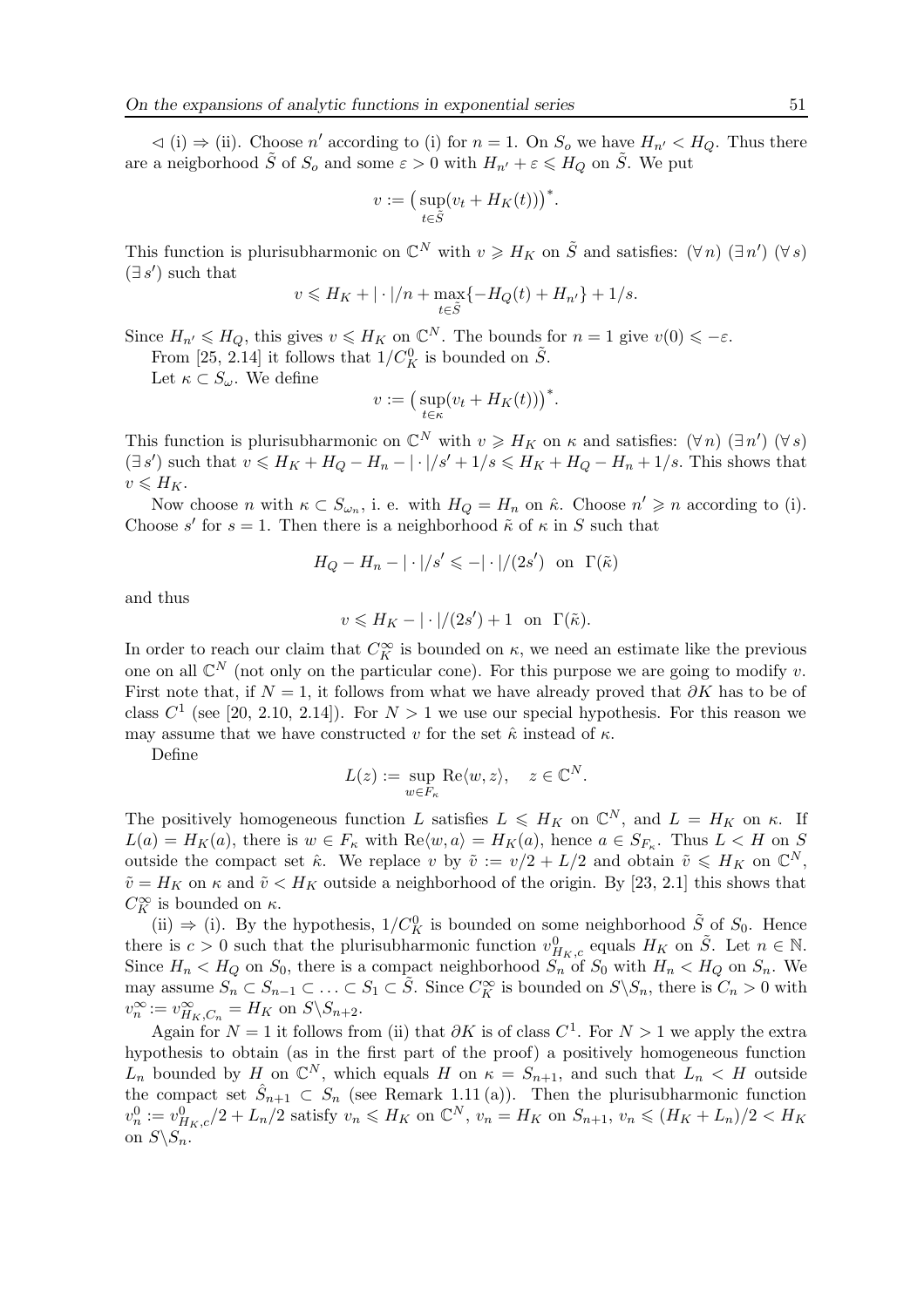$\lhd$ (i) $\Rightarrow$ (ii). Choose $n'$ according to (i) for $n = 1$. On $S_o$ we have $H_{n'} < H_Q$. Thus there are a neigborhood $\tilde{S}$ of $S_o$ and some $\varepsilon > 0$ with $H_{n'} + \varepsilon \leqslant H_Q$ on $\tilde{S}$. We put

$$v := \big(\sup_{t \in \tilde{S}} (v_t + H_K(t))\big)^*.$$

This function is plurisubharmonic on $\mathbb{C}^N$ with $v \geqslant H_K$ on $\tilde{S}$ and satisfies: $(\forall\, n)$ $(\exists\, n')$ $(\forall\, s)$ $(\exists\, s')$ such that

$$v \leqslant H_K + |\cdot|/n + \max_{t \in \tilde{S}} \{-H_Q(t) + H_{n'}\} + 1/s.$$

Since $H_{n'} \leqslant H_Q$, this gives $v \leqslant H_K$ on $\mathbb{C}^N$. The bounds for $n = 1$ give $v(0) \leqslant -\varepsilon$.

From [25, 2.14] it follows that $1/C_K^0$ is bounded on $\tilde{S}$.

Let $\kappa \subset S_\omega$. We define

$$v := \big(\sup_{t \in \kappa} (v_t + H_K(t))\big)^*.$$

This function is plurisubharmonic on $\mathbb{C}^N$ with $v \geqslant H_K$ on $\kappa$ and satisfies: $(\forall\, n)$ $(\exists\, n')$ $(\forall\, s)$ $(\exists\, s')$ such that $v \leqslant H_K + H_Q - H_n - |\cdot|/s' + 1/s \leqslant H_K + H_Q - H_n + 1/s$. This shows that $v \leqslant H_K$.

Now choose $n$ with $\kappa \subset S_{\omega_n}$, i. e. with $H_Q = H_n$ on $\hat{\kappa}$. Choose $n' \geqslant n$ according to (i). Choose $s'$ for $s = 1$. Then there is a neighborhood $\tilde{\kappa}$ of $\kappa$ in $S$ such that

$$H_Q - H_n - |\cdot|/s' \leqslant -|\cdot|/(2s') \;\text{ on }\; \Gamma(\tilde{\kappa})$$

and thus

$$v \leqslant H_K - |\cdot|/(2s') + 1 \;\text{ on }\; \Gamma(\tilde{\kappa}).$$

In order to reach our claim that $C_K^\infty$ is bounded on $\kappa$, we need an estimate like the previous one on all $\mathbb{C}^N$ (not only on the particular cone). For this purpose we are going to modify $v$. First note that, if $N = 1$, it follows from what we have already proved that $\partial K$ has to be of class $C^1$ (see [20, 2.10, 2.14]). For $N > 1$ we use our special hypothesis. For this reason we may assume that we have constructed $v$ for the set $\hat{\kappa}$ instead of $\kappa$.

Define

$$L(z) := \sup_{w \in F_\kappa} \mathrm{Re}\langle w, z\rangle, \quad z \in \mathbb{C}^N.$$

The positively homogeneous function $L$ satisfies $L \leqslant H_K$ on $\mathbb{C}^N$, and $L = H_K$ on $\kappa$. If $L(a) = H_K(a)$, there is $w \in F_\kappa$ with $\mathrm{Re}\langle w, a\rangle = H_K(a)$, hence $a \in S_{F_\kappa}$. Thus $L < H$ on $S$ outside the compact set $\hat{\kappa}$. We replace $v$ by $\tilde{v} := v/2 + L/2$ and obtain $\tilde{v} \leqslant H_K$ on $\mathbb{C}^N$, $\tilde{v} = H_K$ on $\kappa$ and $\tilde{v} < H_K$ outside a neighborhood of the origin. By [23, 2.1] this shows that $C_K^\infty$ is bounded on $\kappa$.

(ii) $\Rightarrow$ (i). By the hypothesis, $1/C_K^0$ is bounded on some neighborhood $\tilde{S}$ of $S_0$. Hence there is $c > 0$ such that the plurisubharmonic function $v_{H_K,c}^0$ equals $H_K$ on $\tilde{S}$. Let $n \in \mathbb{N}$. Since $H_n < H_Q$ on $S_0$, there is a compact neighborhood $S_n$ of $S_0$ with $H_n < H_Q$ on $S_n$. We may assume $S_n \subset S_{n-1} \subset \ldots \subset S_1 \subset \tilde{S}$. Since $C_K^\infty$ is bounded on $S \backslash S_n$, there is $C_n > 0$ with $v_n^\infty := v_{H_K,C_n}^\infty = H_K$ on $S \backslash S_{n+2}$.

Again for $N = 1$ it follows from (ii) that $\partial K$ is of class $C^1$. For $N > 1$ we apply the extra hypothesis to obtain (as in the first part of the proof) a positively homogeneous function $L_n$ bounded by $H$ on $\mathbb{C}^N$, which equals $H$ on $\kappa = S_{n+1}$, and such that $L_n < H$ outside the compact set $\hat{S}_{n+1} \subset S_n$ (see Remark 1.11 (a)). Then the plurisubharmonic function $v_n^0 := v_{H_K,c}^0/2 + L_n/2$ satisfy $v_n \leqslant H_K$ on $\mathbb{C}^N$, $v_n = H_K$ on $S_{n+1}$, $v_n \leqslant (H_K + L_n)/2 < H_K$ on $S \backslash S_n$.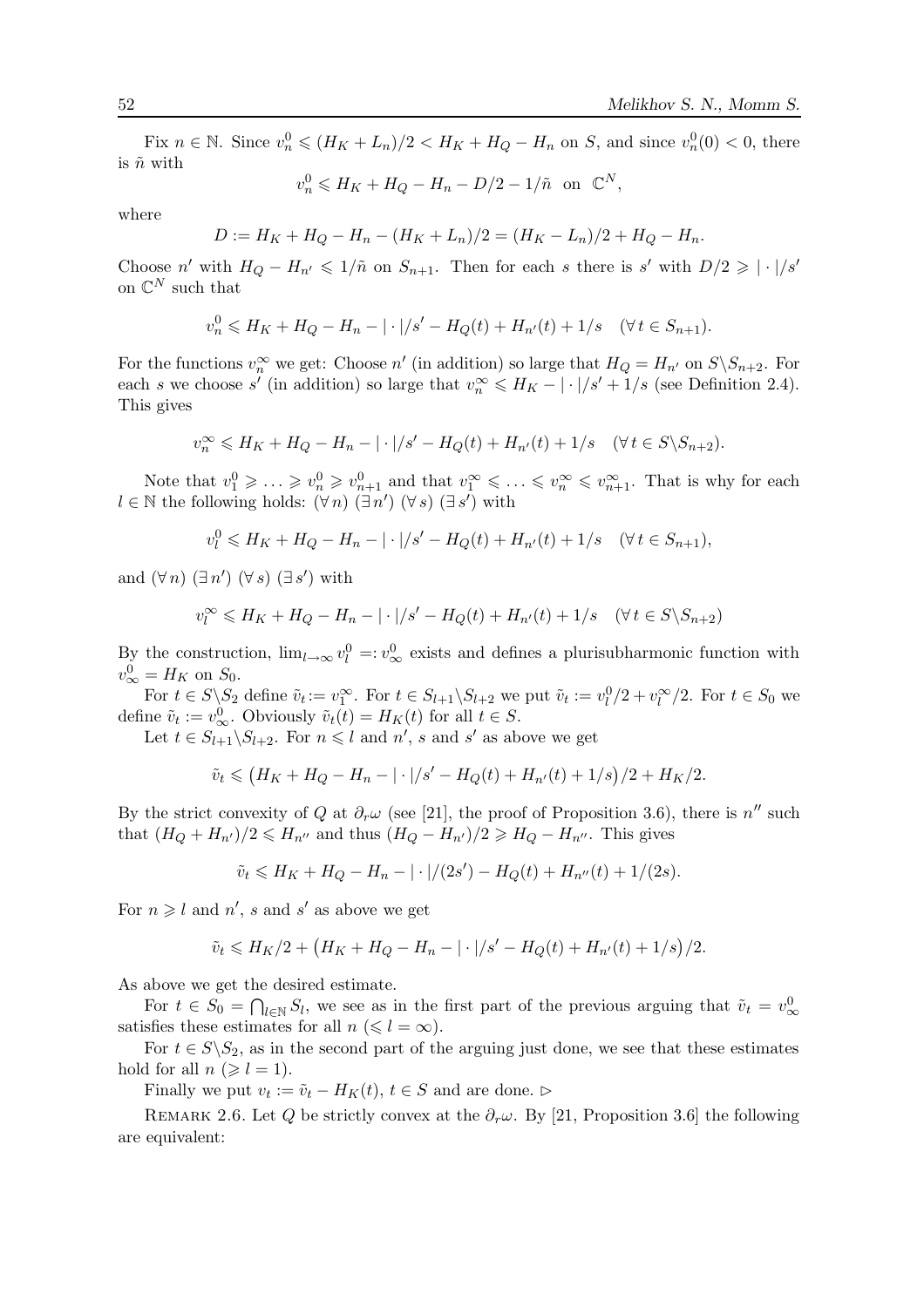Fix $n \in \mathbb{N}$. Since $v_n^0 \leqslant (H_K + L_n)/2 < H_K + H_Q - H_n$ on $S$, and since $v_n^0(0) < 0$, there is $\tilde{n}$ with

$$v_n^0 \leqslant H_K + H_Q - H_n - D/2 - 1/\tilde{n} \quad \text{on} \quad \mathbb{C}^N,$$

where

$$D := H_K + H_Q - H_n - (H_K + L_n)/2 = (H_K - L_n)/2 + H_Q - H_n.$$

Choose $n'$ with $H_Q - H_{n'} \leqslant 1/\tilde{n}$ on $S_{n+1}$. Then for each $s$ there is $s'$ with $D/2 \geqslant |\cdot|/s'$ on $\mathbb{C}^N$ such that

$$v_n^0 \leqslant H_K + H_Q - H_n - |\cdot|/s' - H_Q(t) + H_{n'}(t) + 1/s \quad (\forall\, t \in S_{n+1}).$$

For the functions $v_n^\infty$ we get: Choose $n'$ (in addition) so large that $H_Q = H_{n'}$ on $S \backslash S_{n+2}$. For each $s$ we choose $s'$ (in addition) so large that $v_n^\infty \leqslant H_K - |\cdot|/s' + 1/s$ (see Definition 2.4). This gives

$$v_n^\infty \leqslant H_K + H_Q - H_n - |\cdot|/s' - H_Q(t) + H_{n'}(t) + 1/s \quad (\forall\, t \in S \backslash S_{n+2}).$$

Note that $v_1^0 \geqslant \ldots \geqslant v_n^0 \geqslant v_{n+1}^0$ and that $v_1^\infty \leqslant \ldots \leqslant v_n^\infty \leqslant v_{n+1}^\infty$. That is why for each $l \in \mathbb{N}$ the following holds: $(\forall\, n)$ $(\exists\, n')$ $(\forall\, s)$ $(\exists\, s')$ with

$$v_l^0 \leqslant H_K + H_Q - H_n - |\cdot|/s' - H_Q(t) + H_{n'}(t) + 1/s \quad (\forall\, t \in S_{n+1}),$$

and $(\forall\, n)$ $(\exists\, n')$ $(\forall\, s)$ $(\exists\, s')$ with

$$v_l^\infty \leqslant H_K + H_Q - H_n - |\cdot|/s' - H_Q(t) + H_{n'}(t) + 1/s \quad (\forall\, t \in S \backslash S_{n+2})$$

By the construction, $\lim_{l \to \infty} v_l^0 =: v_\infty^0$ exists and defines a plurisubharmonic function with $v_\infty^0 = H_K$ on $S_0$.

For $t \in S \backslash S_2$ define $\tilde{v}_t := v_1^\infty$. For $t \in S_{l+1} \backslash S_{l+2}$ we put $\tilde{v}_t := v_l^0/2 + v_l^\infty/2$. For $t \in S_0$ we define $\tilde{v}_t := v_\infty^0$. Obviously $\tilde{v}_t(t) = H_K(t)$ for all $t \in S$.

Let $t \in S_{l+1} \backslash S_{l+2}$. For $n \leqslant l$ and $n'$, $s$ and $s'$ as above we get

$$\tilde{v}_t \leqslant \big(H_K + H_Q - H_n - |\cdot|/s' - H_Q(t) + H_{n'}(t) + 1/s\big)/2 + H_K/2.$$

By the strict convexity of $Q$ at $\partial_r \omega$ (see [21], the proof of Proposition 3.6), there is $n''$ such that $(H_Q + H_{n'})/2 \leqslant H_{n''}$ and thus $(H_Q - H_{n'})/2 \geqslant H_Q - H_{n''}$. This gives

$$\tilde{v}_t \leqslant H_K + H_Q - H_n - |\cdot|/(2s') - H_Q(t) + H_{n''}(t) + 1/(2s).$$

For $n \geqslant l$ and $n'$, $s$ and $s'$ as above we get

$$\tilde{v}_t \leqslant H_K/2 + \big(H_K + H_Q - H_n - |\cdot|/s' - H_Q(t) + H_{n'}(t) + 1/s\big)/2.$$

As above we get the desired estimate.

For $t \in S_0 = \bigcap_{l \in \mathbb{N}} S_l$, we see as in the first part of the previous arguing that $\tilde{v}_t = v_\infty^0$ satisfies these estimates for all $n$ ($\leqslant l = \infty$).

For $t \in S \backslash S_2$, as in the second part of the arguing just done, we see that these estimates hold for all $n$ ($\geqslant l = 1$).

Finally we put $v_t := \tilde{v}_t - H_K(t)$, $t \in S$ and are done. $\triangleright$

Remark 2.6. Let $Q$ be strictly convex at the $\partial_r \omega$. By [21, Proposition 3.6] the following are equivalent: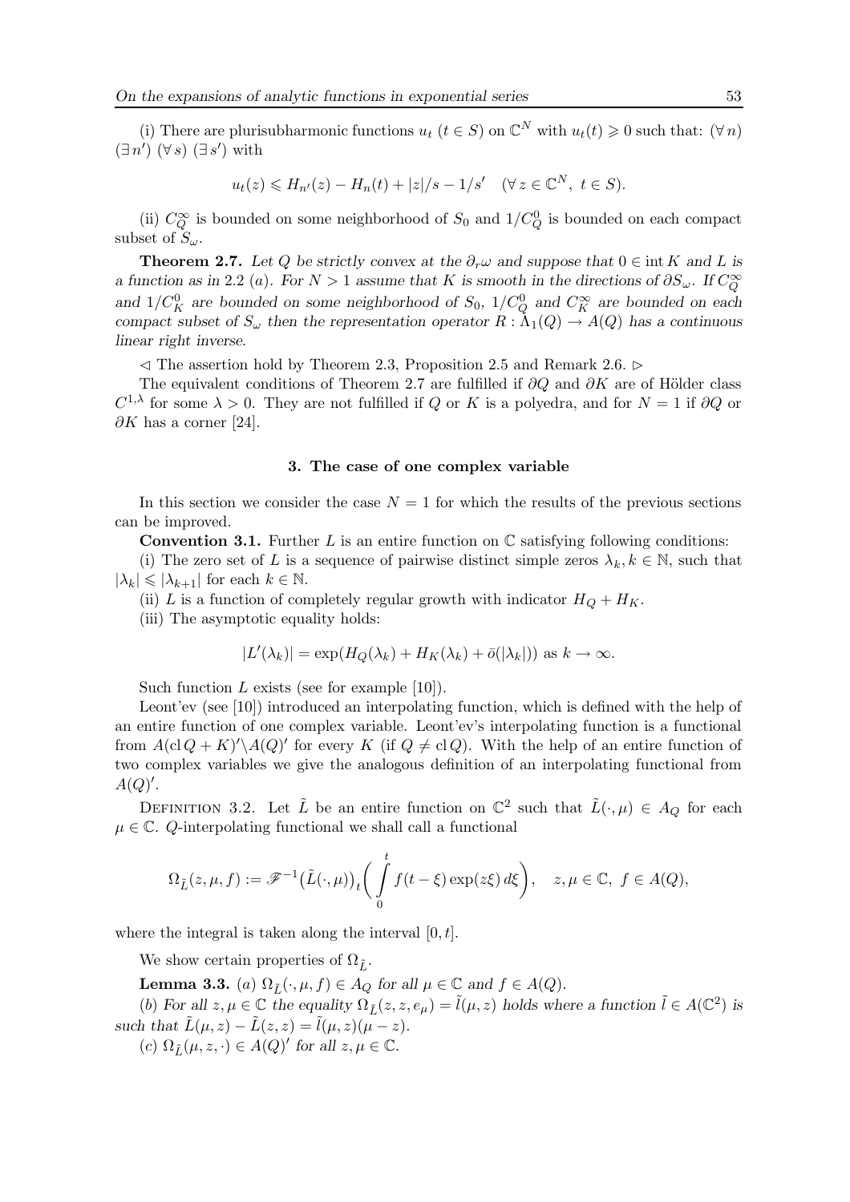(i) There are plurisubharmonic functions $u_t$ ($t \in S$) on $\mathbb{C}^N$ with $u_t(t) \geqslant 0$ such that: $(\forall\, n)$ $(\exists\, n')$ $(\forall\, s)$ $(\exists\, s')$ with

$$u_t(z) \leqslant H_{n'}(z) - H_n(t) + |z|/s - 1/s' \quad (\forall\, z \in \mathbb{C}^N,\ t \in S).$$

(ii) $C_Q^\infty$ is bounded on some neighborhood of $S_0$ and $1/C_Q^0$ is bounded on each compact subset of $S_\omega$.

**Theorem 2.7.** *Let $Q$ be strictly convex at the $\partial_r\omega$ and suppose that $0 \in \operatorname{int} K$ and $L$ is a function as in 2.2 (a). For $N > 1$ assume that $K$ is smooth in the directions of $\partial S_\omega$. If $C_Q^\infty$ and $1/C_K^0$ are bounded on some neighborhood of $S_0$, $1/C_Q^0$ and $C_K^\infty$ are bounded on each compact subset of $S_\omega$ then the representation operator $R : \Lambda_1(Q) \to A(Q)$ has a continuous linear right inverse.*

$\lhd$ The assertion hold by Theorem 2.3, Proposition 2.5 and Remark 2.6. $\rhd$

The equivalent conditions of Theorem 2.7 are fulfilled if $\partial Q$ and $\partial K$ are of Hölder class $C^{1,\lambda}$ for some $\lambda > 0$. They are not fulfilled if $Q$ or $K$ is a polyedra, and for $N = 1$ if $\partial Q$ or $\partial K$ has a corner [24].

## 3. The case of one complex variable

In this section we consider the case $N = 1$ for which the results of the previous sections can be improved.

**Convention 3.1.** Further $L$ is an entire function on $\mathbb{C}$ satisfying following conditions:

(i) The zero set of $L$ is a sequence of pairwise distinct simple zeros $\lambda_k, k \in \mathbb{N}$, such that $|\lambda_k| \leqslant |\lambda_{k+1}|$ for each $k \in \mathbb{N}$.

(ii) $L$ is a function of completely regular growth with indicator $H_Q + H_K$.

(iii) The asymptotic equality holds:

$$|L'(\lambda_k)| = \exp(H_Q(\lambda_k) + H_K(\lambda_k) + \bar{o}(|\lambda_k|)) \text{ as } k \to \infty.$$

Such function $L$ exists (see for example [10]).

Leont'ev (see [10]) introduced an interpolating function, which is defined with the help of an entire function of one complex variable. Leont'ev's interpolating function is a functional from $A(\operatorname{cl} Q + K)' \backslash A(Q)'$ for every $K$ (if $Q \neq \operatorname{cl} Q$). With the help of an entire function of two complex variables we give the analogous definition of an interpolating functional from $A(Q)'$.

Definition 3.2. Let $\tilde{L}$ be an entire function on $\mathbb{C}^2$ such that $\tilde{L}(\cdot, \mu) \in A_Q$ for each $\mu \in \mathbb{C}$. $Q$-interpolating functional we shall call a functional

$$\Omega_{\tilde{L}}(z, \mu, f) := \mathscr{F}^{-1}\big(\tilde{L}(\cdot, \mu)\big)_t \bigg( \int\limits_0^t f(t - \xi) \exp(z\xi)\, d\xi \bigg), \quad z, \mu \in \mathbb{C},\ f \in A(Q),$$

where the integral is taken along the interval $[0, t]$.

We show certain properties of $\Omega_{\tilde{L}}$.

**Lemma 3.3.** *(a) $\Omega_{\tilde{L}}(\cdot, \mu, f) \in A_Q$ for all $\mu \in \mathbb{C}$ and $f \in A(Q)$.*

*(b) For all $z, \mu \in \mathbb{C}$ the equality $\Omega_{\tilde{L}}(z, z, e_\mu) = \tilde{l}(\mu, z)$ holds where a function $\tilde{l} \in A(\mathbb{C}^2)$ is such that $\tilde{L}(\mu, z) - \tilde{L}(z, z) = \tilde{l}(\mu, z)(\mu - z)$.*

*(c) $\Omega_{\tilde{L}}(\mu, z, \cdot) \in A(Q)'$ for all $z, \mu \in \mathbb{C}$.*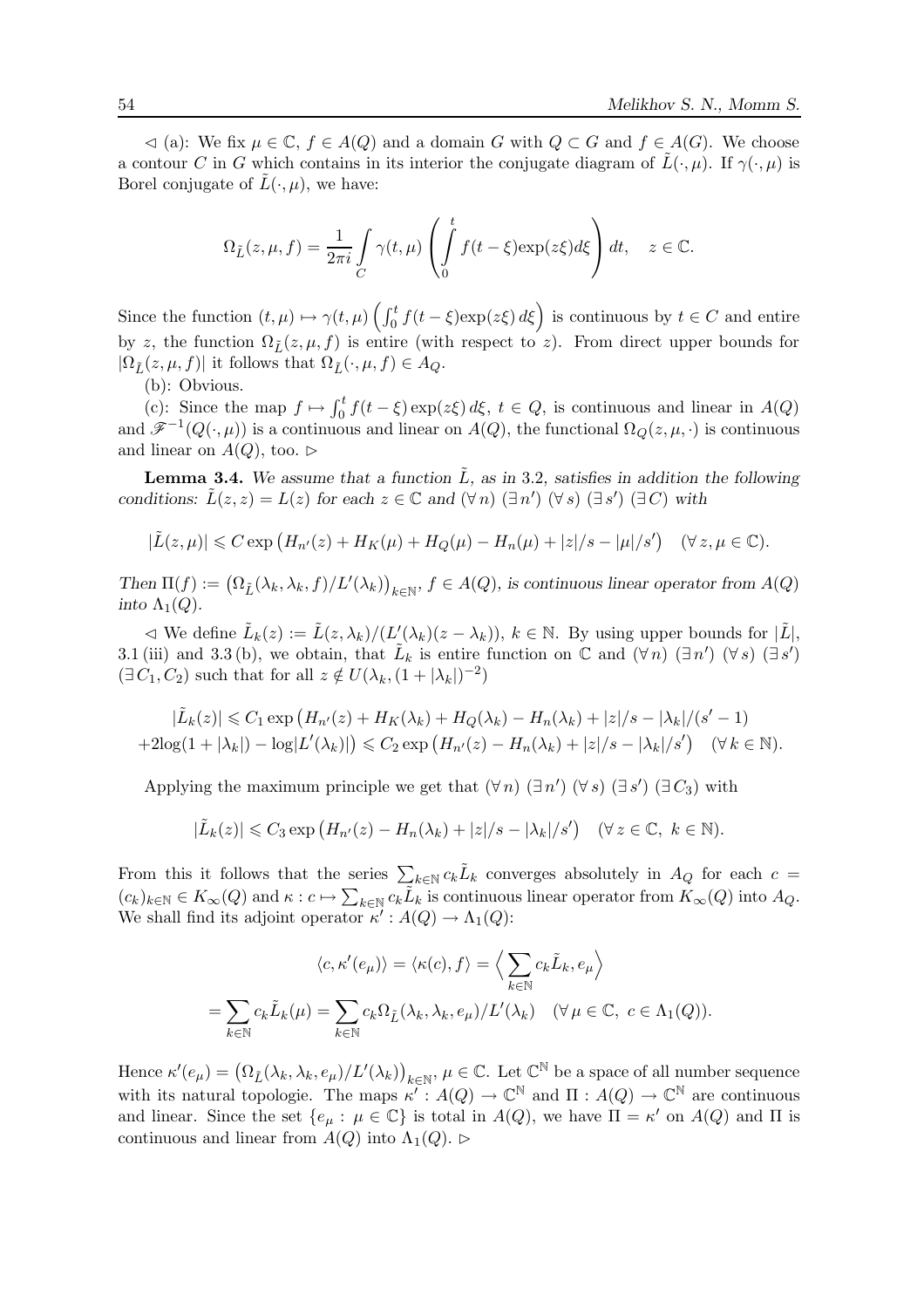$\lhd$ (a): We fix $\mu \in \mathbb{C}$, $f \in A(Q)$ and a domain $G$ with $Q \subset G$ and $f \in A(G)$. We choose a contour $C$ in $G$ which contains in its interior the conjugate diagram of $\tilde{L}(\cdot, \mu)$. If $\gamma(\cdot, \mu)$ is Borel conjugate of $\tilde{L}(\cdot, \mu)$, we have:

$$\Omega_{\tilde{L}}(z, \mu, f) = \frac{1}{2\pi i} \int\limits_C \gamma(t, \mu) \left( \int\limits_0^t f(t - \xi) \exp(z\xi) d\xi \right) dt, \quad z \in \mathbb{C}.$$

Since the function $(t, \mu) \mapsto \gamma(t, \mu) \left( \int_0^t f(t - \xi) \exp(z\xi) \, d\xi \right)$ is continuous by $t \in C$ and entire by $z$, the function $\Omega_{\tilde{L}}(z, \mu, f)$ is entire (with respect to $z$). From direct upper bounds for $|\Omega_{\tilde{L}}(z, \mu, f)|$ it follows that $\Omega_{\tilde{L}}(\cdot, \mu, f) \in A_Q$.

(b): Obvious.

(c): Since the map $f \mapsto \int_0^t f(t - \xi) \exp(z\xi) \, d\xi$, $t \in Q$, is continuous and linear in $A(Q)$ and $\mathscr{F}^{-1}(Q(\cdot, \mu))$ is a continuous and linear on $A(Q)$, the functional $\Omega_Q(z, \mu, \cdot)$ is continuous and linear on $A(Q)$, too. $\rhd$

**Lemma 3.4.** *We assume that a function $\tilde{L}$, as in 3.2, satisfies in addition the following conditions: $\tilde{L}(z, z) = L(z)$ for each $z \in \mathbb{C}$ and $(\forall\, n)$ $(\exists\, n')$ $(\forall\, s)$ $(\exists\, s')$ $(\exists\, C)$ with*

$$|\tilde{L}(z, \mu)| \leqslant C \exp\left(H_{n'}(z) + H_K(\mu) + H_Q(\mu) - H_n(\mu) + |z|/s - |\mu|/s'\right) \quad (\forall\, z, \mu \in \mathbb{C}).$$

*Then $\Pi(f) := \left(\Omega_{\tilde{L}}(\lambda_k, \lambda_k, f)/L'(\lambda_k)\right)_{k \in \mathbb{N}}$, $f \in A(Q)$, is continuous linear operator from $A(Q)$ into $\Lambda_1(Q)$.*

$\lhd$ We define $\tilde{L}_k(z) := \tilde{L}(z, \lambda_k)/(L'(\lambda_k)(z - \lambda_k))$, $k \in \mathbb{N}$. By using upper bounds for $|\tilde{L}|$, 3.1 (iii) and 3.3 (b), we obtain, that $\tilde{L}_k$ is entire function on $\mathbb{C}$ and $(\forall\, n)$ $(\exists\, n')$ $(\forall\, s)$ $(\exists\, s')$ $(\exists\, C_1, C_2)$ such that for all $z \notin U(\lambda_k, (1 + |\lambda_k|)^{-2})$

$$|\tilde{L}_k(z)| \leqslant C_1 \exp\big(H_{n'}(z) + H_K(\lambda_k) + H_Q(\lambda_k) - H_n(\lambda_k) + |z|/s - |\lambda_k|/(s' - 1)$$
$$+ 2\log(1 + |\lambda_k|) - \log|L'(\lambda_k)|\big) \leqslant C_2 \exp\left(H_{n'}(z) - H_n(\lambda_k) + |z|/s - |\lambda_k|/s'\right) \quad (\forall\, k \in \mathbb{N}).$$

Applying the maximum principle we get that $(\forall\, n)$ $(\exists\, n')$ $(\forall\, s)$ $(\exists\, s')$ $(\exists\, C_3)$ with

$$|\tilde{L}_k(z)| \leqslant C_3 \exp\left(H_{n'}(z) - H_n(\lambda_k) + |z|/s - |\lambda_k|/s'\right) \quad (\forall\, z \in \mathbb{C},\ k \in \mathbb{N}).$$

From this it follows that the series $\sum_{k \in \mathbb{N}} c_k \tilde{L}_k$ converges absolutely in $A_Q$ for each $c = (c_k)_{k \in \mathbb{N}} \in K_\infty(Q)$ and $\kappa : c \mapsto \sum_{k \in \mathbb{N}} c_k \tilde{L}_k$ is continuous linear operator from $K_\infty(Q)$ into $A_Q$. We shall find its adjoint operator $\kappa' : A(Q) \to \Lambda_1(Q)$:

$$\langle c, \kappa'(e_\mu) \rangle = \langle \kappa(c), f \rangle = \Big\langle \sum_{k \in \mathbb{N}} c_k \tilde{L}_k, e_\mu \Big\rangle$$
$$= \sum_{k \in \mathbb{N}} c_k \tilde{L}_k(\mu) = \sum_{k \in \mathbb{N}} c_k \Omega_{\tilde{L}}(\lambda_k, \lambda_k, e_\mu)/L'(\lambda_k) \quad (\forall\, \mu \in \mathbb{C},\ c \in \Lambda_1(Q)).$$

Hence $\kappa'(e_\mu) = \left(\Omega_{\tilde{L}}(\lambda_k, \lambda_k, e_\mu)/L'(\lambda_k)\right)_{k \in \mathbb{N}}$, $\mu \in \mathbb{C}$. Let $\mathbb{C}^{\mathbb{N}}$ be a space of all number sequence with its natural topologie. The maps $\kappa' : A(Q) \to \mathbb{C}^{\mathbb{N}}$ and $\Pi : A(Q) \to \mathbb{C}^{\mathbb{N}}$ are continuous and linear. Since the set $\{e_\mu : \mu \in \mathbb{C}\}$ is total in $A(Q)$, we have $\Pi = \kappa'$ on $A(Q)$ and $\Pi$ is continuous and linear from $A(Q)$ into $\Lambda_1(Q)$. $\rhd$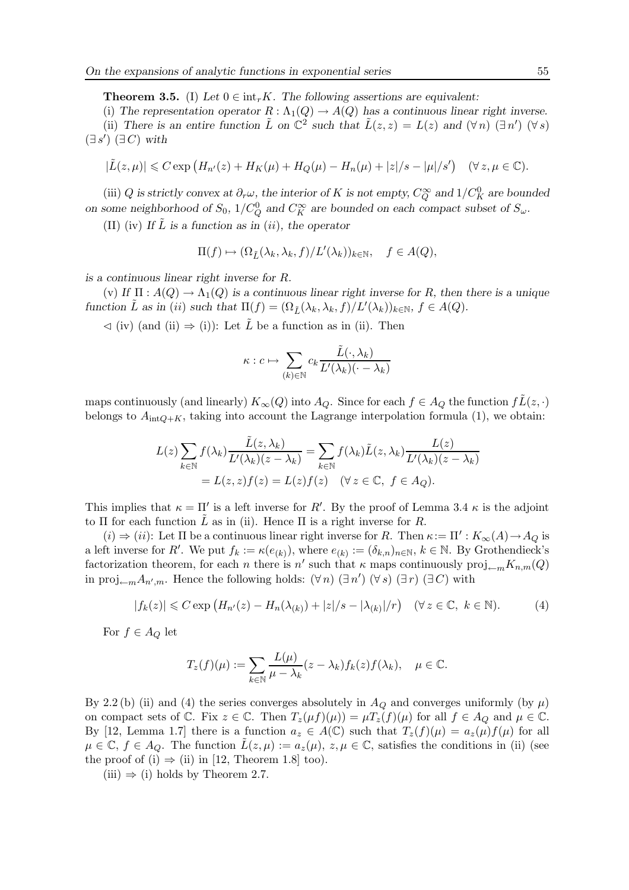**Theorem 3.5.** (I) *Let $0 \in \operatorname{int}_r K$. The following assertions are equivalent:*

(i) *The representation operator $R : \Lambda_1(Q) \to A(Q)$ has a continuous linear right inverse.*

(ii) *There is an entire function $\tilde{L}$ on $\mathbb{C}^2$ such that $\tilde{L}(z,z) = L(z)$ and $(\forall\, n)$ $(\exists\, n')$ $(\forall\, s)$ $(\exists\, s')$ $(\exists\, C)$ with*

$$|\tilde{L}(z,\mu)| \leqslant C \exp\big(H_{n'}(z) + H_K(\mu) + H_Q(\mu) - H_n(\mu) + |z|/s - |\mu|/s'\big) \quad (\forall\, z, \mu \in \mathbb{C}).$$

(iii) *$Q$ is strictly convex at $\partial_r\omega$, the interior of $K$ is not empty, $C_Q^\infty$ and $1/C_K^0$ are bounded on some neighborhood of $S_0$, $1/C_Q^0$ and $C_K^\infty$ are bounded on each compact subset of $S_\omega$.*

(II) (iv) *If $\tilde{L}$ is a function as in $(ii)$, the operator*

$$\Pi(f) \mapsto (\Omega_{\tilde{L}}(\lambda_k, \lambda_k, f)/L'(\lambda_k))_{k\in\mathbb{N}}, \quad f \in A(Q),$$

*is a continuous linear right inverse for $R$.*

(v) *If $\Pi : A(Q) \to \Lambda_1(Q)$ is a continuous linear right inverse for $R$, then there is a unique function $\tilde{L}$ as in $(ii)$ such that $\Pi(f) = (\Omega_{\tilde{L}}(\lambda_k, \lambda_k, f)/L'(\lambda_k))_{k\in\mathbb{N}}$, $f \in A(Q)$.*

$\lhd$ (iv) (and (ii) $\Rightarrow$ (i)): Let $\tilde{L}$ be a function as in (ii). Then

$$\kappa : c \mapsto \sum_{(k)\in\mathbb{N}} c_k \frac{\tilde{L}(\cdot, \lambda_k)}{L'(\lambda_k)(\cdot - \lambda_k)}$$

maps continuously (and linearly) $K_\infty(Q)$ into $A_Q$. Since for each $f \in A_Q$ the function $f\tilde{L}(z,\cdot)$ belongs to $A_{\operatorname{int}Q+K}$, taking into account the Lagrange interpolation formula (1), we obtain:

$$\begin{aligned}
L(z) \sum_{k\in\mathbb{N}} f(\lambda_k) \frac{\tilde{L}(z,\lambda_k)}{L'(\lambda_k)(z-\lambda_k)} &= \sum_{k\in\mathbb{N}} f(\lambda_k)\tilde{L}(z,\lambda_k)\frac{L(z)}{L'(\lambda_k)(z-\lambda_k)} \\
&= L(z,z)f(z) = L(z)f(z) \quad (\forall\, z \in \mathbb{C},\ f \in A_Q).
\end{aligned}$$

This implies that $\kappa = \Pi'$ is a left inverse for $R'$. By the proof of Lemma 3.4 $\kappa$ is the adjoint to $\Pi$ for each function $\tilde{L}$ as in (ii). Hence $\Pi$ is a right inverse for $R$.

$(i) \Rightarrow (ii)$: Let $\Pi$ be a continuous linear right inverse for $R$. Then $\kappa := \Pi' : K_\infty(A) \to A_Q$ is a left inverse for $R'$. We put $f_k := \kappa(e_{(k)})$, where $e_{(k)} := (\delta_{k,n})_{n\in\mathbb{N}}$, $k \in \mathbb{N}$. By Grothendieck's factorization theorem, for each $n$ there is $n'$ such that $\kappa$ maps continuously $\operatorname{proj}_{\leftarrow m} K_{n,m}(Q)$ in $\operatorname{proj}_{\leftarrow m} A_{n',m}$. Hence the following holds: $(\forall\, n)$ $(\exists\, n')$ $(\forall\, s)$ $(\exists\, r)$ $(\exists\, C)$ with

$$|f_k(z)| \leqslant C \exp\big(H_{n'}(z) - H_n(\lambda_{(k)}) + |z|/s - |\lambda_{(k)}|/r\big) \quad (\forall\, z \in \mathbb{C},\ k \in \mathbb{N}). \tag{4}$$

For $f \in A_Q$ let

$$T_z(f)(\mu) := \sum_{k\in\mathbb{N}} \frac{L(\mu)}{\mu - \lambda_k}(z - \lambda_k) f_k(z) f(\lambda_k), \quad \mu \in \mathbb{C}.$$

By 2.2 (b) (ii) and (4) the series converges absolutely in $A_Q$ and converges uniformly (by $\mu$) on compact sets of $\mathbb{C}$. Fix $z \in \mathbb{C}$. Then $T_z(\mu f)(\mu)) = \mu T_z(f)(\mu)$ for all $f \in A_Q$ and $\mu \in \mathbb{C}$. By [12, Lemma 1.7] there is a function $a_z \in A(\mathbb{C})$ such that $T_z(f)(\mu) = a_z(\mu)f(\mu)$ for all $\mu \in \mathbb{C}$, $f \in A_Q$. The function $\tilde{L}(z,\mu) := a_z(\mu)$, $z, \mu \in \mathbb{C}$, satisfies the conditions in (ii) (see the proof of (i) $\Rightarrow$ (ii) in [12, Theorem 1.8] too).

(iii) $\Rightarrow$ (i) holds by Theorem 2.7.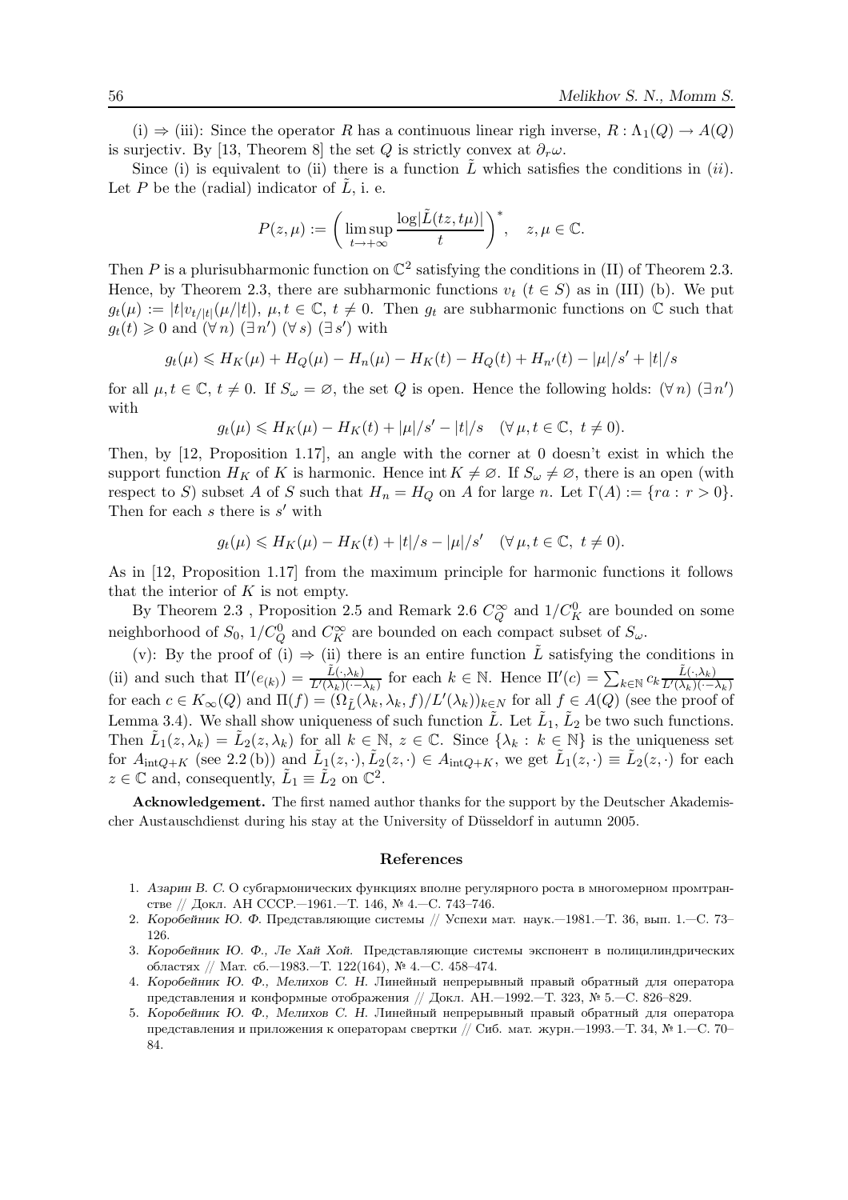(i) ⇒ (iii): Since the operator $R$ has a continuous linear righ inverse, $R : \Lambda_1(Q) \to A(Q)$ is surjectiv. By [13, Theorem 8] the set $Q$ is strictly convex at $\partial_r \omega$.

Since (i) is equivalent to (ii) there is a function $\tilde{L}$ which satisfies the conditions in *(ii)*. Let $P$ be the (radial) indicator of $\tilde{L}$, i. e.

$$P(z, \mu) := \left( \limsup_{t \to +\infty} \frac{\log |\tilde{L}(tz, t\mu)|}{t} \right)^*, \quad z, \mu \in \mathbb{C}.$$

Then $P$ is a plurisubharmonic function on $\mathbb{C}^2$ satisfying the conditions in (II) of Theorem 2.3. Hence, by Theorem 2.3, there are subharmonic functions $v_t$ $(t \in S)$ as in (III) (b). We put $g_t(\mu) := |t| v_{t/|t|}(\mu/|t|)$, $\mu, t \in \mathbb{C}$, $t \neq 0$. Then $g_t$ are subharmonic functions on $\mathbb{C}$ such that $g_t(t) \geqslant 0$ and $(\forall\, n)$ $(\exists\, n')$ $(\forall\, s)$ $(\exists\, s')$ with

$$g_t(\mu) \leqslant H_K(\mu) + H_Q(\mu) - H_n(\mu) - H_K(t) - H_Q(t) + H_{n'}(t) - |\mu|/s' + |t|/s$$

for all $\mu, t \in \mathbb{C}$, $t \neq 0$. If $S_\omega = \varnothing$, the set $Q$ is open. Hence the following holds: $(\forall\, n)$ $(\exists\, n')$ with

$$g_t(\mu) \leqslant H_K(\mu) - H_K(t) + |\mu|/s' - |t|/s \quad (\forall\, \mu, t \in \mathbb{C},\ t \neq 0).$$

Then, by [12, Proposition 1.17], an angle with the corner at 0 doesn't exist in which the support function $H_K$ of $K$ is harmonic. Hence $\operatorname{int} K \neq \varnothing$. If $S_\omega \neq \varnothing$, there is an open (with respect to $S$) subset $A$ of $S$ such that $H_n = H_Q$ on $A$ for large $n$. Let $\Gamma(A) := \{ra : r > 0\}$. Then for each $s$ there is $s'$ with

$$g_t(\mu) \leqslant H_K(\mu) - H_K(t) + |t|/s - |\mu|/s' \quad (\forall\, \mu, t \in \mathbb{C},\ t \neq 0).$$

As in [12, Proposition 1.17] from the maximum principle for harmonic functions it follows that the interior of $K$ is not empty.

By Theorem 2.3 , Proposition 2.5 and Remark 2.6 $C_Q^\infty$ and $1/C_K^0$ are bounded on some neighborhood of $S_0$, $1/C_Q^0$ and $C_K^\infty$ are bounded on each compact subset of $S_\omega$.

(v): By the proof of (i) ⇒ (ii) there is an entire function $\tilde{L}$ satisfying the conditions in (ii) and such that $\Pi'(e_{(k)}) = \frac{\tilde{L}(\cdot, \lambda_k)}{L'(\lambda_k)(\cdot - \lambda_k)}$ for each $k \in \mathbb{N}$. Hence $\Pi'(c) = \sum_{k \in \mathbb{N}} c_k \frac{\tilde{L}(\cdot, \lambda_k)}{L'(\lambda_k)(\cdot - \lambda_k)}$ for each $c \in K_\infty(Q)$ and $\Pi(f) = (\Omega_{\tilde{L}}(\lambda_k, \lambda_k, f)/L'(\lambda_k))_{k \in N}$ for all $f \in A(Q)$ (see the proof of Lemma 3.4). We shall show uniqueness of such function $\tilde{L}$. Let $\tilde{L}_1$, $\tilde{L}_2$ be two such functions. Then $\tilde{L}_1(z, \lambda_k) = \tilde{L}_2(z, \lambda_k)$ for all $k \in \mathbb{N}$, $z \in \mathbb{C}$. Since $\{\lambda_k : k \in \mathbb{N}\}$ is the uniqueness set for $A_{\operatorname{int} Q + K}$ (see 2.2 (b)) and $\tilde{L}_1(z, \cdot), \tilde{L}_2(z, \cdot) \in A_{\operatorname{int} Q + K}$, we get $\tilde{L}_1(z, \cdot) \equiv \tilde{L}_2(z, \cdot)$ for each $z \in \mathbb{C}$ and, consequently, $\tilde{L}_1 \equiv \tilde{L}_2$ on $\mathbb{C}^2$.

**Acknowledgement.** The first named author thanks for the support by the Deutscher Akademischer Austauschdienst during his stay at the University of Düsseldorf in autumn 2005.

## References

1. *Азарин В. С.* О субгармонических функциях вполне регулярного роста в многомерном промтранстве // Докл. АН СССР.—1961.—Т. 146, № 4.—С. 743–746.
2. *Коробейник Ю. Ф.* Представляющие системы // Успехи мат. наук.—1981.—Т. 36, вып. 1.—С. 73–126.
3. *Коробейник Ю. Ф., Ле Хай Хой.* Представляющие системы экспонент в полицилиндрических областях // Мат. сб.—1983.—Т. 122(164), № 4.—С. 458–474.
4. *Коробейник Ю. Ф., Мелихов С. Н.* Линейный непрерывный правый обратный для оператора представления и конформные отображения // Докл. АН.—1992.—Т. 323, № 5.—С. 826–829.
5. *Коробейник Ю. Ф., Мелихов С. Н.* Линейный непрерывный правый обратный для оператора представления и приложения к операторам свертки // Сиб. мат. журн.—1993.—Т. 34, № 1.—С. 70–84.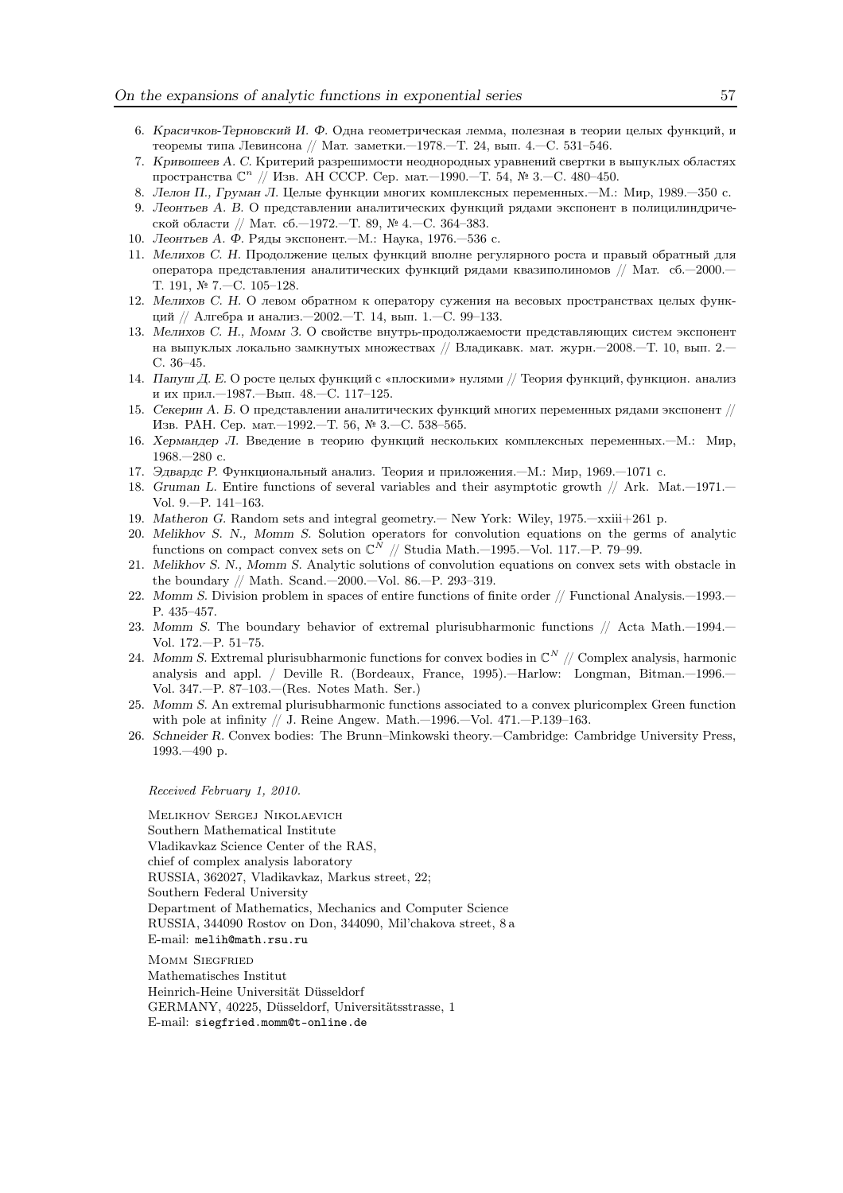6. *Красичков-Терновский И. Ф.* Одна геометрическая лемма, полезная в теории целых функций, и теоремы типа Левинсона // Мат. заметки.—1978.—Т. 24, вып. 4.—С. 531–546.
7. *Кривошеев А. С.* Критерий разрешимости неоднородных уравнений свертки в выпуклых областях пространства $\mathbb{C}^n$ // Изв. АН СССР. Сер. мат.—1990.—Т. 54, № 3.—С. 480–450.
8. *Лелон П., Груман Л.* Целые функции многих комплексных переменных.—М.: Мир, 1989.—350 с.
9. *Леонтьев А. В.* О представлении аналитических функций рядами экспонент в полицилиндрической области // Мат. сб.—1972.—Т. 89, № 4.—С. 364–383.
10. *Леонтьев А. Ф.* Ряды экспонент.—М.: Наука, 1976.—536 с.
11. *Мелихов С. Н.* Продолжение целых функций вполне регулярного роста и правый обратный для оператора представления аналитических функций рядами квазиполиномов // Мат. сб.—2000.—Т. 191, № 7.—С. 105–128.
12. *Мелихов С. Н.* О левом обратном к оператору сужения на весовых пространствах целых функций // Алгебра и анализ.—2002.—Т. 14, вып. 1.—С. 99–133.
13. *Мелихов С. Н., Момм З.* О свойстве внутрь-продолжаемости представляющих систем экспонент на выпуклых локально замкнутых множествах // Владикавк. мат. журн.—2008.—Т. 10, вып. 2.—С. 36–45.
14. *Папуш Д. Е.* О росте целых функций с «плоскими» нулями // Теория функций, функцион. анализ и их прил.—1987.—Вып. 48.—С. 117–125.
15. *Секерин А. Б.* О представлении аналитических функций многих переменных рядами экспонент // Изв. РАН. Сер. мат.—1992.—Т. 56, № 3.—С. 538–565.
16. *Хермандер Л.* Введение в теорию функций нескольких комплексных переменных.—М.: Мир, 1968.—280 с.
17. *Эдвардс Р.* Функциональный анализ. Теория и приложения.—М.: Мир, 1969.—1071 с.
18. *Gruman L.* Entire functions of several variables and their asymptotic growth // Ark. Mat.—1971.—Vol. 9.—P. 141–163.
19. *Matheron G.* Random sets and integral geometry.— New York: Wiley, 1975.—xxiii+261 p.
20. *Melikhov S. N., Momm S.* Solution operators for convolution equations on the germs of analytic functions on compact convex sets on $\mathbb{C}^N$ // Studia Math.—1995.—Vol. 117.—P. 79–99.
21. *Melikhov S. N., Momm S.* Analytic solutions of convolution equations on convex sets with obstacle in the boundary // Math. Scand.—2000.—Vol. 86.—P. 293–319.
22. *Momm S.* Division problem in spaces of entire functions of finite order // Functional Analysis.—1993.—P. 435–457.
23. *Momm S.* The boundary behavior of extremal plurisubharmonic functions // Acta Math.—1994.—Vol. 172.—P. 51–75.
24. *Momm S.* Extremal plurisubharmonic functions for convex bodies in $\mathbb{C}^N$ // Complex analysis, harmonic analysis and appl. / Deville R. (Bordeaux, France, 1995).—Harlow: Longman, Bitman.—1996.—Vol. 347.—P. 87–103.—(Res. Notes Math. Ser.)
25. *Momm S.* An extremal plurisubharmonic functions associated to a convex pluricomplex Green function with pole at infinity // J. Reine Angew. Math.—1996.—Vol. 471.—P.139–163.
26. *Schneider R.* Convex bodies: The Brunn–Minkowski theory.—Cambridge: Cambridge University Press, 1993.—490 p.

*Received February 1, 2010.*

Melikhov Sergej Nikolaevich
Southern Mathematical Institute
Vladikavkaz Science Center of the RAS,
chief of complex analysis laboratory
RUSSIA, 362027, Vladikavkaz, Markus street, 22;
Southern Federal University
Department of Mathematics, Mechanics and Computer Science
RUSSIA, 344090 Rostov on Don, 344090, Mil'chakova street, 8 a
E-mail: melih@math.rsu.ru

Momm Siegfried
Mathematisches Institut
Heinrich-Heine Universität Düsseldorf
GERMANY, 40225, Düsseldorf, Universitätsstrasse, 1
E-mail: siegfried.momm@t-online.de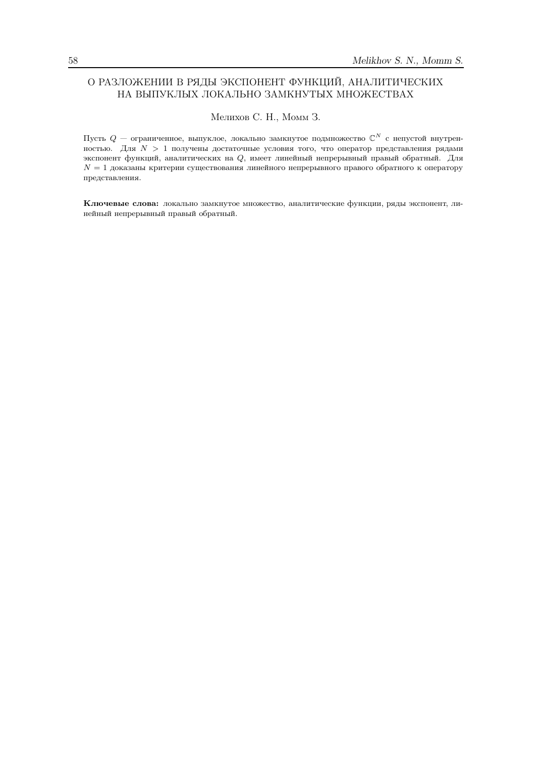# О РАЗЛОЖЕНИИ В РЯДЫ ЭКСПОНЕНТ ФУНКЦИЙ, АНАЛИТИЧЕСКИХ НА ВЫПУКЛЫХ ЛОКАЛЬНО ЗАМКНУТЫХ МНОЖЕСТВАХ

Мелихов С. Н., Момм З.

Пусть $Q$ — ограниченное, выпуклое, локально замкнутое подмножество $\mathbb{C}^N$ с непустой внутренностью. Для $N > 1$ получены достаточные условия того, что оператор представления рядами экспонент функций, аналитических на $Q$, имеет линейный непрерывный правый обратный. Для $N = 1$ доказаны критерии существования линейного непрерывного правого обратного к оператору представления.

**Ключевые слова:** локально замкнутое множество, аналитические функции, ряды экспонент, линейный непрерывный правый обратный.